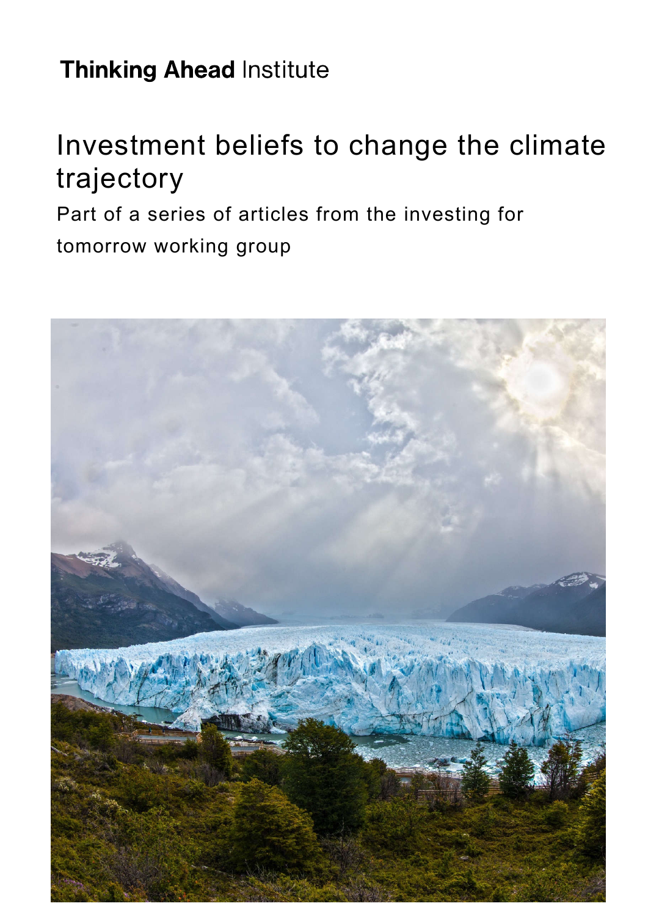**Thinking Ahead** Institute

# Investment beliefs to change the climate trajectory

Part of a series of articles from the investing for tomorrow working group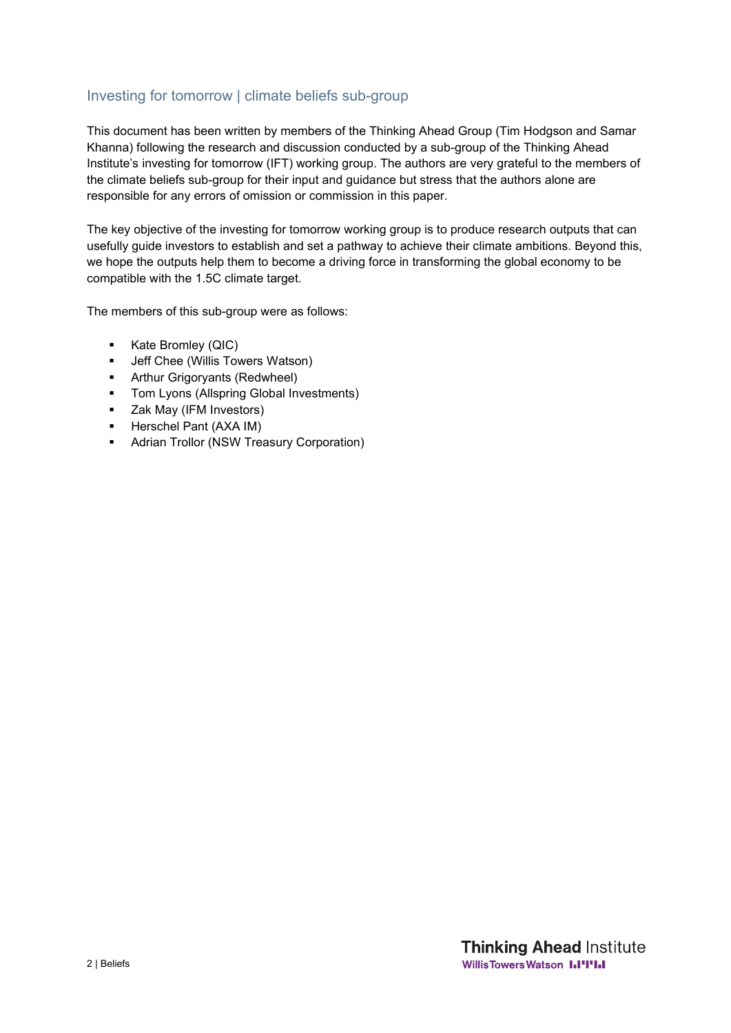## Investing for tomorrow | climate beliefs sub-group

This document has been written by members of the Thinking Ahead Group (Tim Hodgson and Samar Khanna) following the research and discussion conducted by a sub-group of the Thinking Ahead Institute's investing for tomorrow (IFT) working group. The authors are very grateful to the members of the climate beliefs sub-group for their input and guidance but stress that the authors alone are responsible for any errors of omission or commission in this paper.

The key objective of the investing for tomorrow working group is to produce research outputs that can usefully guide investors to establish and set a pathway to achieve their climate ambitions. Beyond this, we hope the outputs help them to become a driving force in transforming the global economy to be compatible with the 1.5C climate target.

The members of this sub-group were as follows:

- Kate Bromley (QIC)
- Jeff Chee (Willis Towers Watson)
- Arthur Grigoryants (Redwheel)
- Tom Lyons (Allspring Global Investments)
- Zak May (IFM Investors)
- Herschel Pant (AXA IM)
- Adrian Trollor (NSW Treasury Corporation)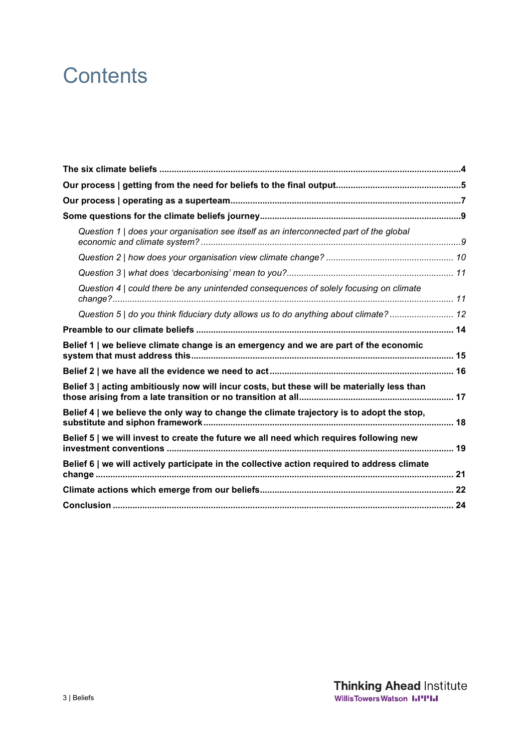# Contents

**The six climate beliefs** ..... **4**

**Our process | getting from the need for beliefs to the final output** ..... **5**

**Our process | operating as a superteam** ..... **7**

**Some questions for the climate beliefs journey** ..... **9**

- *Question 1 | does your organisation see itself as an interconnected part of the global economic and climate system?* ..... *9*
- *Question 2 | how does your organisation view climate change?* ..... *10*
- *Question 3 | what does 'decarbonising' mean to you?* ..... *11*
- *Question 4 | could there be any unintended consequences of solely focusing on climate change?* ..... *11*
- *Question 5 | do you think fiduciary duty allows us to do anything about climate?* ..... *12*

**Preamble to our climate beliefs** ..... **14**

**Belief 1 | we believe climate change is an emergency and we are part of the economic system that must address this** ..... **15**

**Belief 2 | we have all the evidence we need to act** ..... **16**

**Belief 3 | acting ambitiously now will incur costs, but these will be materially less than those arising from a late transition or no transition at all** ..... **17**

**Belief 4 | we believe the only way to change the climate trajectory is to adopt the stop, substitute and siphon framework** ..... **18**

**Belief 5 | we will invest to create the future we all need which requires following new investment conventions** ..... **19**

**Belief 6 | we will actively participate in the collective action required to address climate change** ..... **21**

**Climate actions which emerge from our beliefs** ..... **22**

**Conclusion** ..... **24**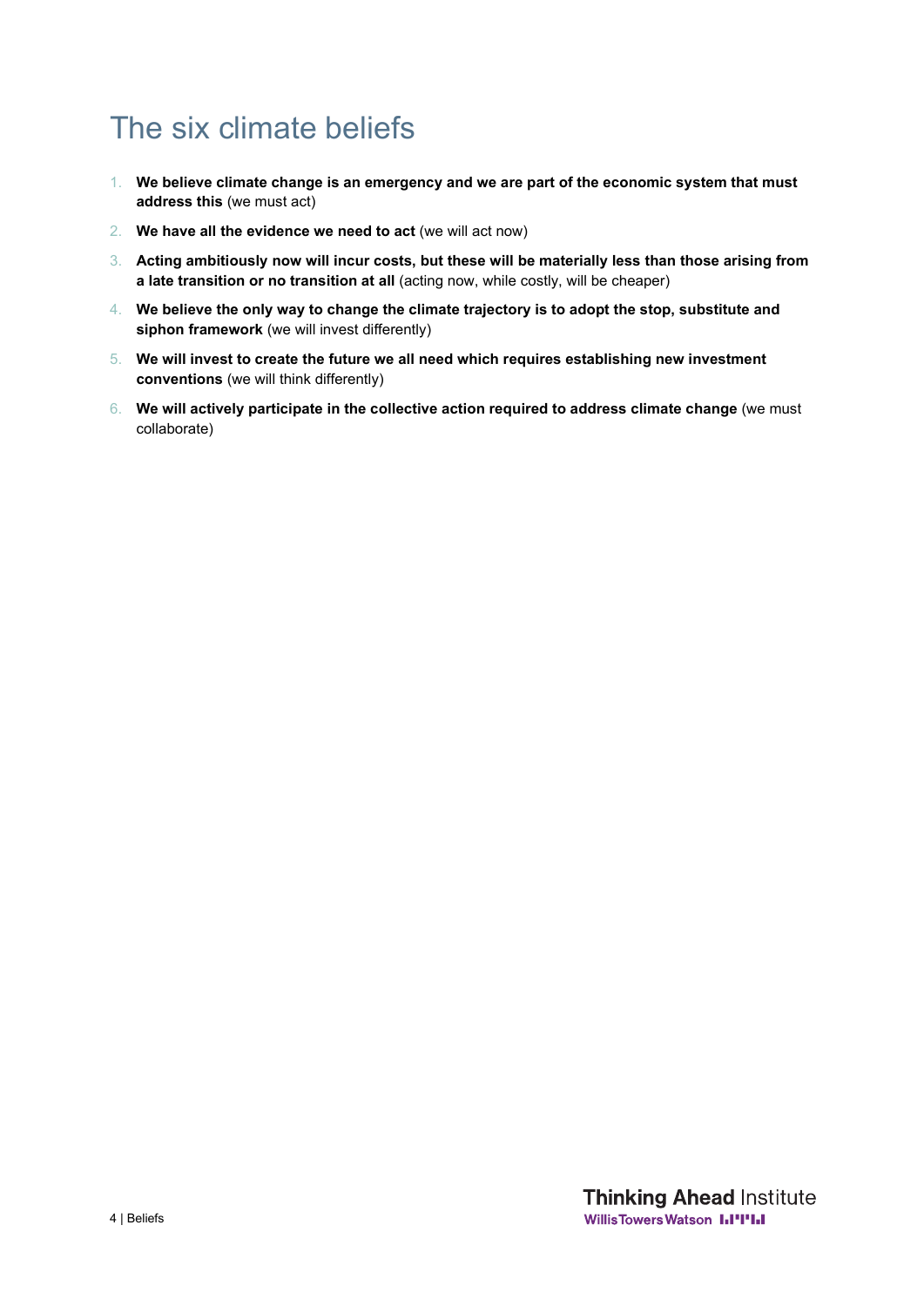# The six climate beliefs

1. **We believe climate change is an emergency and we are part of the economic system that must address this** (we must act)
2. **We have all the evidence we need to act** (we will act now)
3. **Acting ambitiously now will incur costs, but these will be materially less than those arising from a late transition or no transition at all** (acting now, while costly, will be cheaper)
4. **We believe the only way to change the climate trajectory is to adopt the stop, substitute and siphon framework** (we will invest differently)
5. **We will invest to create the future we all need which requires establishing new investment conventions** (we will think differently)
6. **We will actively participate in the collective action required to address climate change** (we must collaborate)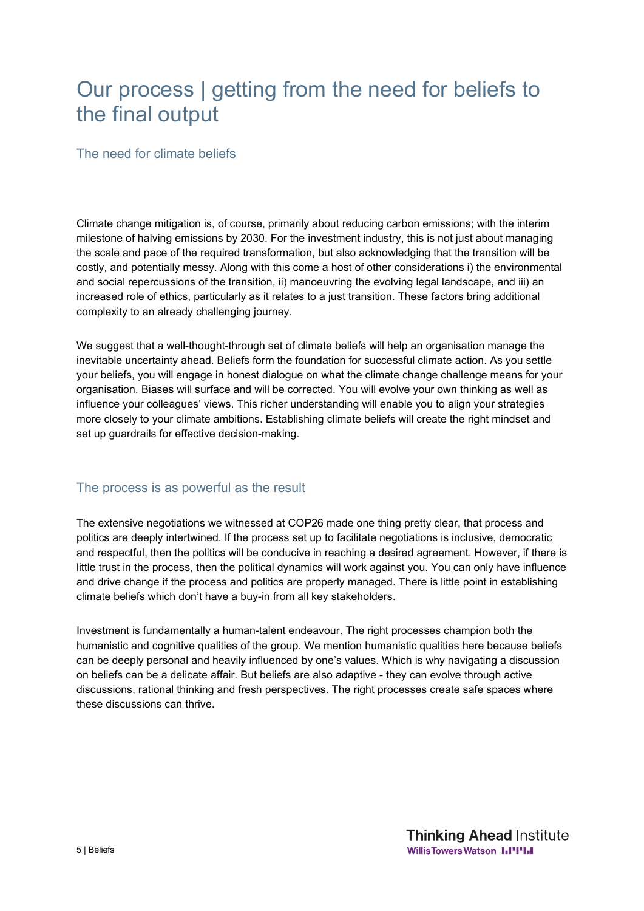# Our process | getting from the need for beliefs to the final output

## The need for climate beliefs

Climate change mitigation is, of course, primarily about reducing carbon emissions; with the interim milestone of halving emissions by 2030. For the investment industry, this is not just about managing the scale and pace of the required transformation, but also acknowledging that the transition will be costly, and potentially messy. Along with this come a host of other considerations i) the environmental and social repercussions of the transition, ii) manoeuvring the evolving legal landscape, and iii) an increased role of ethics, particularly as it relates to a just transition. These factors bring additional complexity to an already challenging journey.

We suggest that a well-thought-through set of climate beliefs will help an organisation manage the inevitable uncertainty ahead. Beliefs form the foundation for successful climate action. As you settle your beliefs, you will engage in honest dialogue on what the climate change challenge means for your organisation. Biases will surface and will be corrected. You will evolve your own thinking as well as influence your colleagues' views. This richer understanding will enable you to align your strategies more closely to your climate ambitions. Establishing climate beliefs will create the right mindset and set up guardrails for effective decision-making.

## The process is as powerful as the result

The extensive negotiations we witnessed at COP26 made one thing pretty clear, that process and politics are deeply intertwined. If the process set up to facilitate negotiations is inclusive, democratic and respectful, then the politics will be conducive in reaching a desired agreement. However, if there is little trust in the process, then the political dynamics will work against you. You can only have influence and drive change if the process and politics are properly managed. There is little point in establishing climate beliefs which don't have a buy-in from all key stakeholders.

Investment is fundamentally a human-talent endeavour. The right processes champion both the humanistic and cognitive qualities of the group. We mention humanistic qualities here because beliefs can be deeply personal and heavily influenced by one's values. Which is why navigating a discussion on beliefs can be a delicate affair. But beliefs are also adaptive - they can evolve through active discussions, rational thinking and fresh perspectives. The right processes create safe spaces where these discussions can thrive.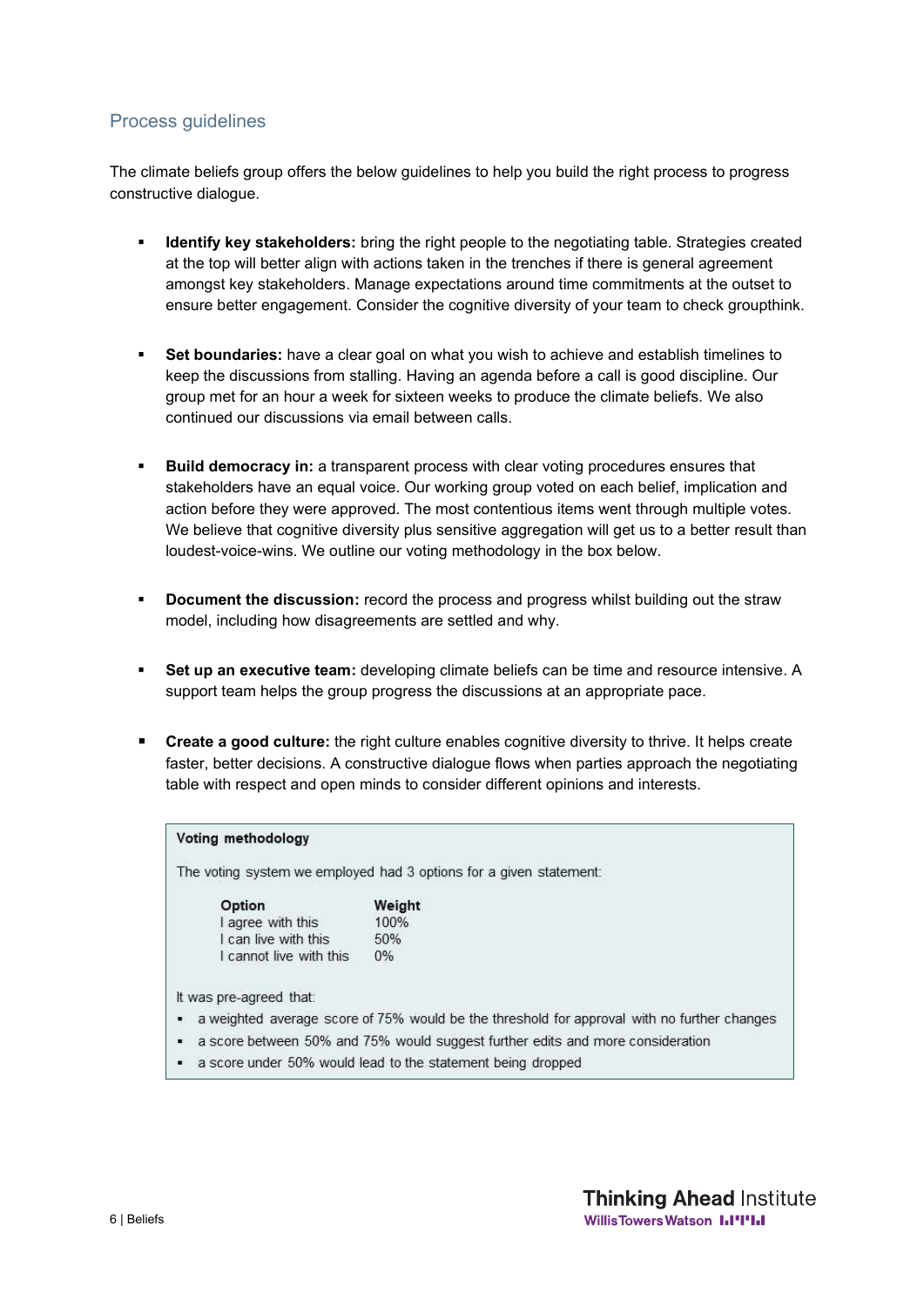## Process guidelines

The climate beliefs group offers the below guidelines to help you build the right process to progress constructive dialogue.

- **Identify key stakeholders:** bring the right people to the negotiating table. Strategies created at the top will better align with actions taken in the trenches if there is general agreement amongst key stakeholders. Manage expectations around time commitments at the outset to ensure better engagement. Consider the cognitive diversity of your team to check groupthink.

- **Set boundaries:** have a clear goal on what you wish to achieve and establish timelines to keep the discussions from stalling. Having an agenda before a call is good discipline. Our group met for an hour a week for sixteen weeks to produce the climate beliefs. We also continued our discussions via email between calls.

- **Build democracy in:** a transparent process with clear voting procedures ensures that stakeholders have an equal voice. Our working group voted on each belief, implication and action before they were approved. The most contentious items went through multiple votes. We believe that cognitive diversity plus sensitive aggregation will get us to a better result than loudest-voice-wins. We outline our voting methodology in the box below.

- **Document the discussion:** record the process and progress whilst building out the straw model, including how disagreements are settled and why.

- **Set up an executive team:** developing climate beliefs can be time and resource intensive. A support team helps the group progress the discussions at an appropriate pace.

- **Create a good culture:** the right culture enables cognitive diversity to thrive. It helps create faster, better decisions. A constructive dialogue flows when parties approach the negotiating table with respect and open minds to consider different opinions and interests.

**Voting methodology**

The voting system we employed had 3 options for a given statement:

| Option | Weight |
| --- | --- |
| I agree with this | 100% |
| I can live with this | 50% |
| I cannot live with this | 0% |

It was pre-agreed that:

- a weighted average score of 75% would be the threshold for approval with no further changes
- a score between 50% and 75% would suggest further edits and more consideration
- a score under 50% would lead to the statement being dropped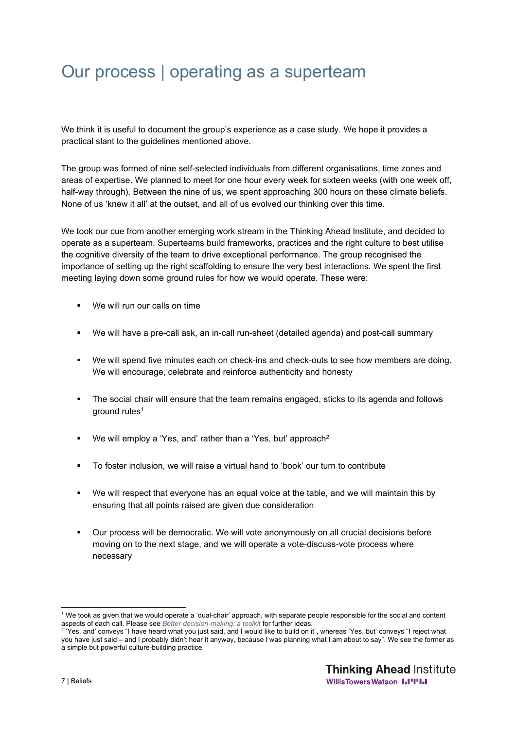# Our process | operating as a superteam

We think it is useful to document the group's experience as a case study. We hope it provides a practical slant to the guidelines mentioned above.

The group was formed of nine self-selected individuals from different organisations, time zones and areas of expertise. We planned to meet for one hour every week for sixteen weeks (with one week off, half-way through). Between the nine of us, we spent approaching 300 hours on these climate beliefs. None of us 'knew it all' at the outset, and all of us evolved our thinking over this time.

We took our cue from another emerging work stream in the Thinking Ahead Institute, and decided to operate as a superteam. Superteams build frameworks, practices and the right culture to best utilise the cognitive diversity of the team to drive exceptional performance. The group recognised the importance of setting up the right scaffolding to ensure the very best interactions. We spent the first meeting laying down some ground rules for how we would operate. These were:

- We will run our calls on time
- We will have a pre-call ask, an in-call run-sheet (detailed agenda) and post-call summary
- We will spend five minutes each on check-ins and check-outs to see how members are doing. We will encourage, celebrate and reinforce authenticity and honesty
- The social chair will ensure that the team remains engaged, sticks to its agenda and follows ground rules[1]
- We will employ a 'Yes, and' rather than a 'Yes, but' approach[2]
- To foster inclusion, we will raise a virtual hand to 'book' our turn to contribute
- We will respect that everyone has an equal voice at the table, and we will maintain this by ensuring that all points raised are given due consideration
- Our process will be democratic. We will vote anonymously on all crucial decisions before moving on to the next stage, and we will operate a vote-discuss-vote process where necessary

---

[1] We took as given that we would operate a 'dual-chair' approach, with separate people responsible for the social and content aspects of each call. Please see *Better decision-making: a toolkit* for further ideas.

[2] 'Yes, and' conveys "I have heard what you just said, and I would like to build on it", whereas 'Yes, but' conveys "I reject what you have just said – and I probably didn't hear it anyway, because I was planning what I am about to say". We see the former as a simple but powerful culture-building practice.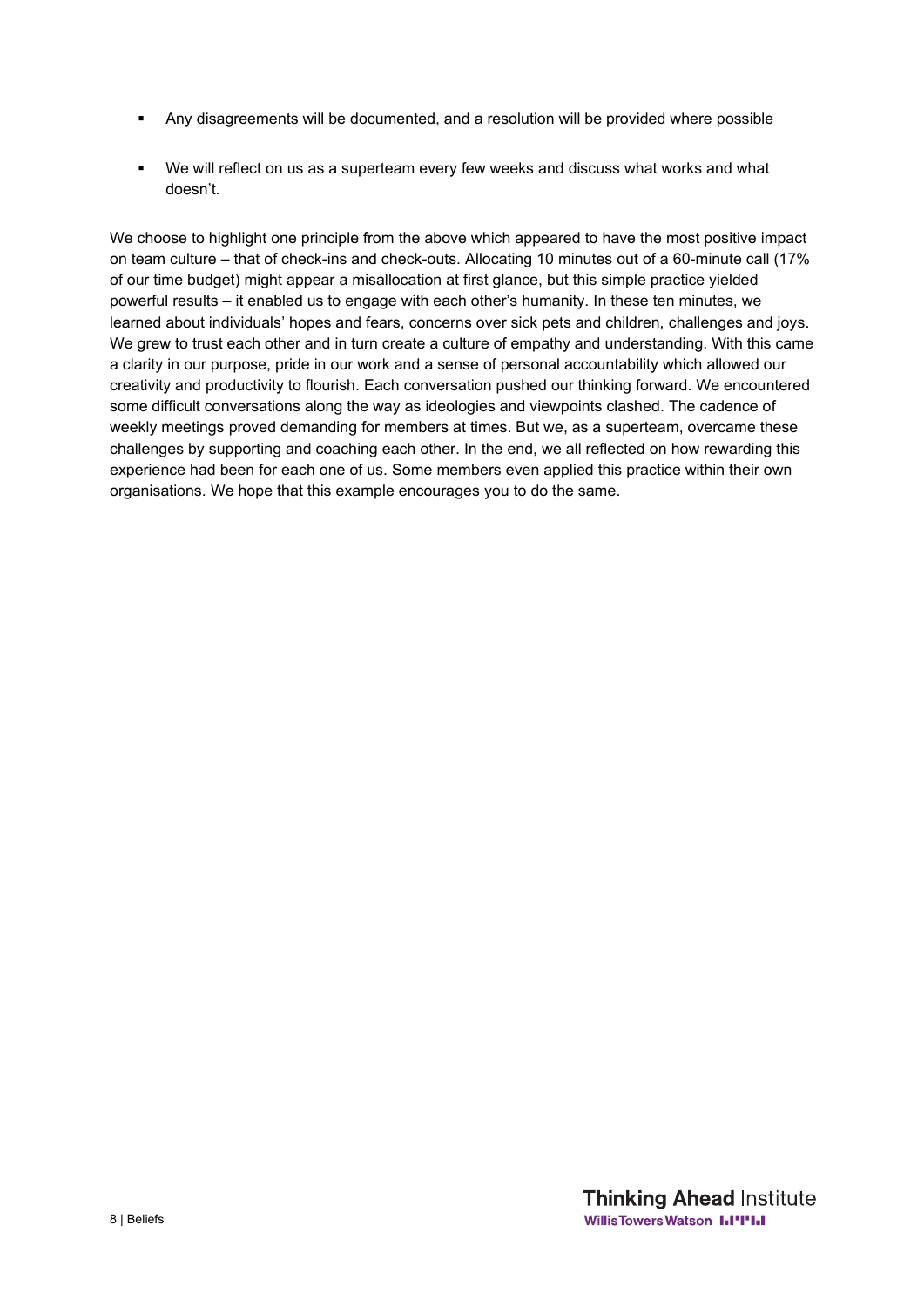- Any disagreements will be documented, and a resolution will be provided where possible
- We will reflect on us as a superteam every few weeks and discuss what works and what doesn't.

We choose to highlight one principle from the above which appeared to have the most positive impact on team culture – that of check-ins and check-outs. Allocating 10 minutes out of a 60-minute call (17% of our time budget) might appear a misallocation at first glance, but this simple practice yielded powerful results – it enabled us to engage with each other's humanity. In these ten minutes, we learned about individuals' hopes and fears, concerns over sick pets and children, challenges and joys. We grew to trust each other and in turn create a culture of empathy and understanding. With this came a clarity in our purpose, pride in our work and a sense of personal accountability which allowed our creativity and productivity to flourish. Each conversation pushed our thinking forward. We encountered some difficult conversations along the way as ideologies and viewpoints clashed. The cadence of weekly meetings proved demanding for members at times. But we, as a superteam, overcame these challenges by supporting and coaching each other. In the end, we all reflected on how rewarding this experience had been for each one of us. Some members even applied this practice within their own organisations. We hope that this example encourages you to do the same.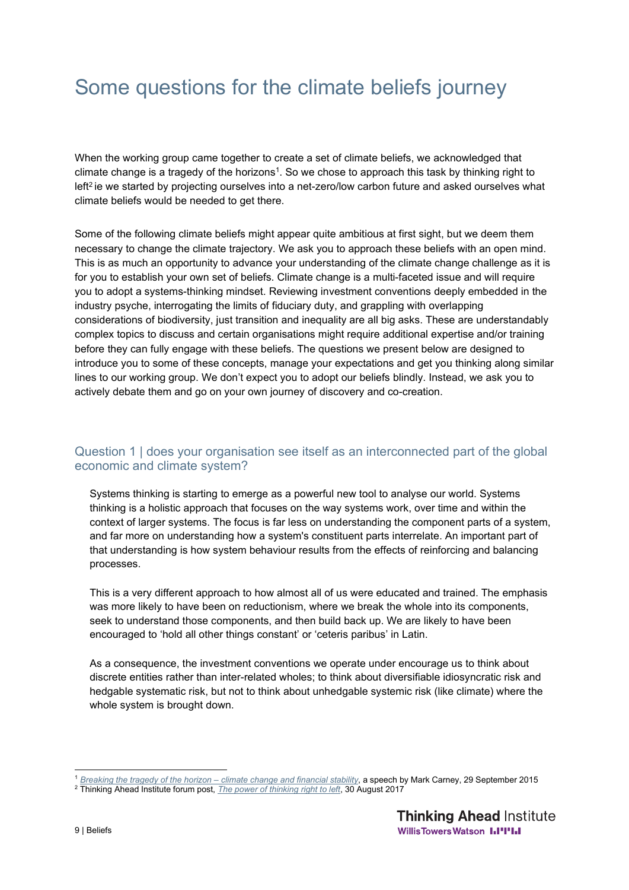# Some questions for the climate beliefs journey

When the working group came together to create a set of climate beliefs, we acknowledged that climate change is a tragedy of the horizons[1]. So we chose to approach this task by thinking right to left[2] ie we started by projecting ourselves into a net-zero/low carbon future and asked ourselves what climate beliefs would be needed to get there.

Some of the following climate beliefs might appear quite ambitious at first sight, but we deem them necessary to change the climate trajectory. We ask you to approach these beliefs with an open mind. This is as much an opportunity to advance your understanding of the climate change challenge as it is for you to establish your own set of beliefs. Climate change is a multi-faceted issue and will require you to adopt a systems-thinking mindset. Reviewing investment conventions deeply embedded in the industry psyche, interrogating the limits of fiduciary duty, and grappling with overlapping considerations of biodiversity, just transition and inequality are all big asks. These are understandably complex topics to discuss and certain organisations might require additional expertise and/or training before they can fully engage with these beliefs. The questions we present below are designed to introduce you to some of these concepts, manage your expectations and get you thinking along similar lines to our working group. We don't expect you to adopt our beliefs blindly. Instead, we ask you to actively debate them and go on your own journey of discovery and co-creation.

## Question 1 | does your organisation see itself as an interconnected part of the global economic and climate system?

Systems thinking is starting to emerge as a powerful new tool to analyse our world. Systems thinking is a holistic approach that focuses on the way systems work, over time and within the context of larger systems. The focus is far less on understanding the component parts of a system, and far more on understanding how a system's constituent parts interrelate. An important part of that understanding is how system behaviour results from the effects of reinforcing and balancing processes.

This is a very different approach to how almost all of us were educated and trained. The emphasis was more likely to have been on reductionism, where we break the whole into its components, seek to understand those components, and then build back up. We are likely to have been encouraged to 'hold all other things constant' or 'ceteris paribus' in Latin.

As a consequence, the investment conventions we operate under encourage us to think about discrete entities rather than inter-related wholes; to think about diversifiable idiosyncratic risk and hedgable systematic risk, but not to think about unhedgable systemic risk (like climate) where the whole system is brought down.

---

[1] *Breaking the tragedy of the horizon – climate change and financial stability*, a speech by Mark Carney, 29 September 2015

[2] Thinking Ahead Institute forum post, *The power of thinking right to left*, 30 August 2017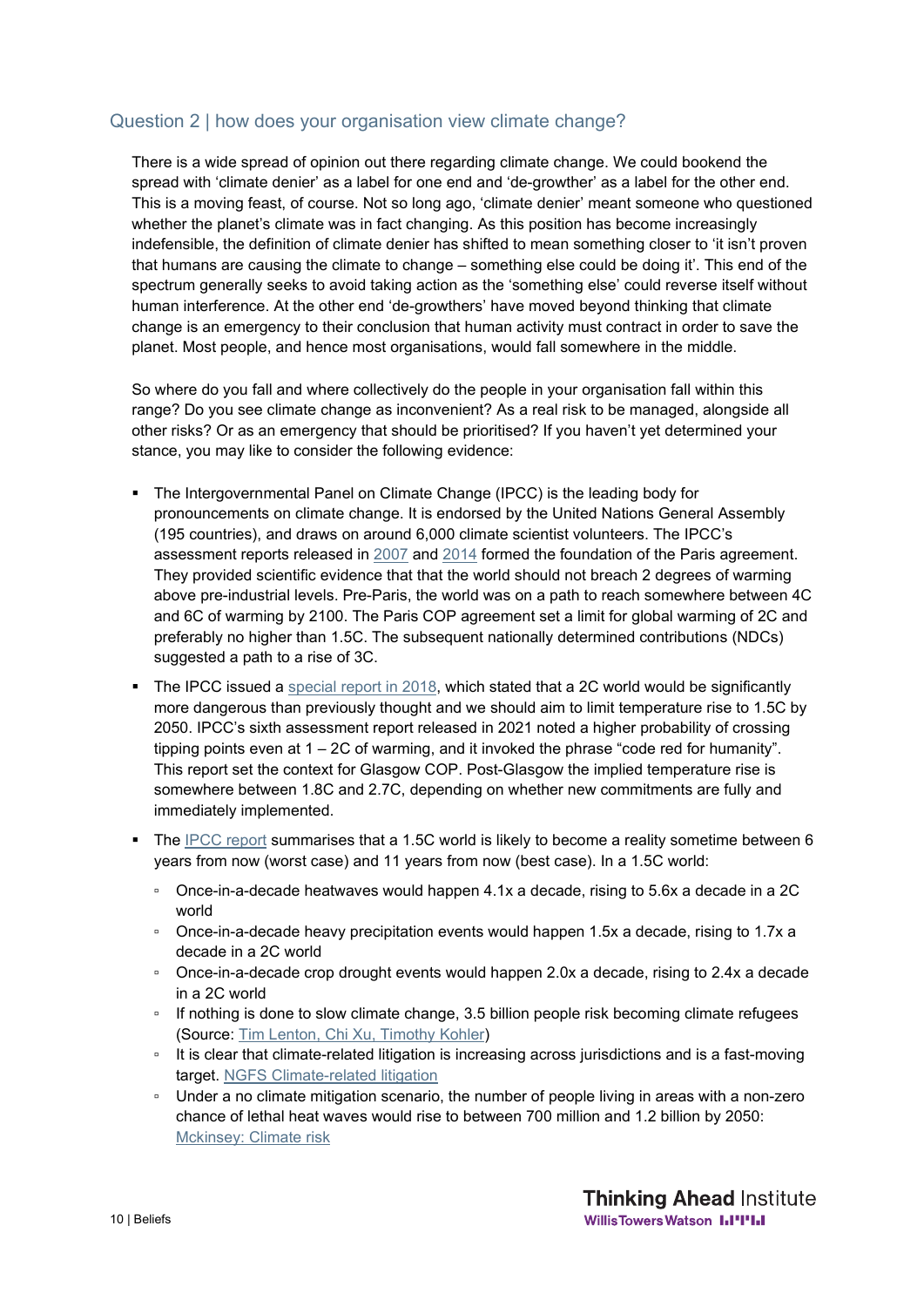## Question 2 | how does your organisation view climate change?

There is a wide spread of opinion out there regarding climate change. We could bookend the spread with 'climate denier' as a label for one end and 'de-growther' as a label for the other end. This is a moving feast, of course. Not so long ago, 'climate denier' meant someone who questioned whether the planet's climate was in fact changing. As this position has become increasingly indefensible, the definition of climate denier has shifted to mean something closer to 'it isn't proven that humans are causing the climate to change – something else could be doing it'. This end of the spectrum generally seeks to avoid taking action as the 'something else' could reverse itself without human interference. At the other end 'de-growthers' have moved beyond thinking that climate change is an emergency to their conclusion that human activity must contract in order to save the planet. Most people, and hence most organisations, would fall somewhere in the middle.

So where do you fall and where collectively do the people in your organisation fall within this range? Do you see climate change as inconvenient? As a real risk to be managed, alongside all other risks? Or as an emergency that should be prioritised? If you haven't yet determined your stance, you may like to consider the following evidence:

- The Intergovernmental Panel on Climate Change (IPCC) is the leading body for pronouncements on climate change. It is endorsed by the United Nations General Assembly (195 countries), and draws on around 6,000 climate scientist volunteers. The IPCC's assessment reports released in 2007 and 2014 formed the foundation of the Paris agreement. They provided scientific evidence that that the world should not breach 2 degrees of warming above pre-industrial levels. Pre-Paris, the world was on a path to reach somewhere between 4C and 6C of warming by 2100. The Paris COP agreement set a limit for global warming of 2C and preferably no higher than 1.5C. The subsequent nationally determined contributions (NDCs) suggested a path to a rise of 3C.
- The IPCC issued a special report in 2018, which stated that a 2C world would be significantly more dangerous than previously thought and we should aim to limit temperature rise to 1.5C by 2050. IPCC's sixth assessment report released in 2021 noted a higher probability of crossing tipping points even at 1 – 2C of warming, and it invoked the phrase "code red for humanity". This report set the context for Glasgow COP. Post-Glasgow the implied temperature rise is somewhere between 1.8C and 2.7C, depending on whether new commitments are fully and immediately implemented.
- The IPCC report summarises that a 1.5C world is likely to become a reality sometime between 6 years from now (worst case) and 11 years from now (best case). In a 1.5C world:
  - Once-in-a-decade heatwaves would happen 4.1x a decade, rising to 5.6x a decade in a 2C world
  - Once-in-a-decade heavy precipitation events would happen 1.5x a decade, rising to 1.7x a decade in a 2C world
  - Once-in-a-decade crop drought events would happen 2.0x a decade, rising to 2.4x a decade in a 2C world
  - If nothing is done to slow climate change, 3.5 billion people risk becoming climate refugees (Source: Tim Lenton, Chi Xu, Timothy Kohler)
  - It is clear that climate-related litigation is increasing across jurisdictions and is a fast-moving target. NGFS Climate-related litigation
  - Under a no climate mitigation scenario, the number of people living in areas with a non-zero chance of lethal heat waves would rise to between 700 million and 1.2 billion by 2050: Mckinsey: Climate risk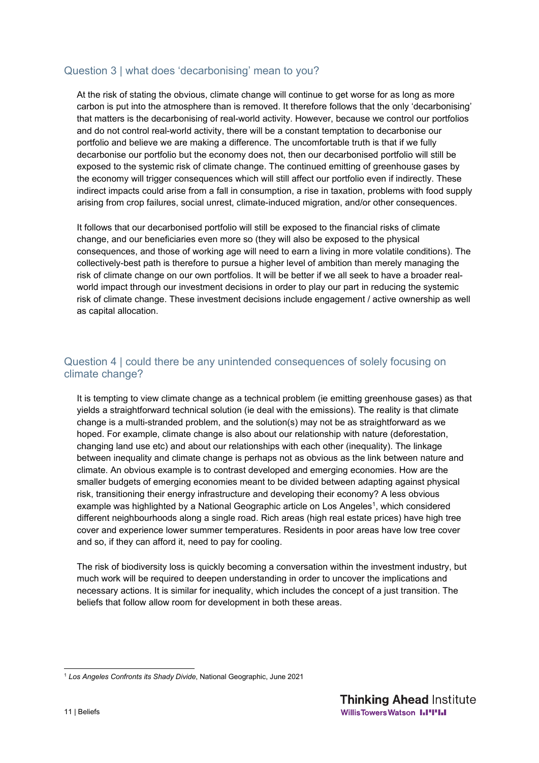## Question 3 | what does 'decarbonising' mean to you?

At the risk of stating the obvious, climate change will continue to get worse for as long as more carbon is put into the atmosphere than is removed. It therefore follows that the only 'decarbonising' that matters is the decarbonising of real-world activity. However, because we control our portfolios and do not control real-world activity, there will be a constant temptation to decarbonise our portfolio and believe we are making a difference. The uncomfortable truth is that if we fully decarbonise our portfolio but the economy does not, then our decarbonised portfolio will still be exposed to the systemic risk of climate change. The continued emitting of greenhouse gases by the economy will trigger consequences which will still affect our portfolio even if indirectly. These indirect impacts could arise from a fall in consumption, a rise in taxation, problems with food supply arising from crop failures, social unrest, climate-induced migration, and/or other consequences.

It follows that our decarbonised portfolio will still be exposed to the financial risks of climate change, and our beneficiaries even more so (they will also be exposed to the physical consequences, and those of working age will need to earn a living in more volatile conditions). The collectively-best path is therefore to pursue a higher level of ambition than merely managing the risk of climate change on our own portfolios. It will be better if we all seek to have a broader real-world impact through our investment decisions in order to play our part in reducing the systemic risk of climate change. These investment decisions include engagement / active ownership as well as capital allocation.

## Question 4 | could there be any unintended consequences of solely focusing on climate change?

It is tempting to view climate change as a technical problem (ie emitting greenhouse gases) as that yields a straightforward technical solution (ie deal with the emissions). The reality is that climate change is a multi-stranded problem, and the solution(s) may not be as straightforward as we hoped. For example, climate change is also about our relationship with nature (deforestation, changing land use etc) and about our relationships with each other (inequality). The linkage between inequality and climate change is perhaps not as obvious as the link between nature and climate. An obvious example is to contrast developed and emerging economies. How are the smaller budgets of emerging economies meant to be divided between adapting against physical risk, transitioning their energy infrastructure and developing their economy? A less obvious example was highlighted by a National Geographic article on Los Angeles[1], which considered different neighbourhoods along a single road. Rich areas (high real estate prices) have high tree cover and experience lower summer temperatures. Residents in poor areas have low tree cover and so, if they can afford it, need to pay for cooling.

The risk of biodiversity loss is quickly becoming a conversation within the investment industry, but much work will be required to deepen understanding in order to uncover the implications and necessary actions. It is similar for inequality, which includes the concept of a just transition. The beliefs that follow allow room for development in both these areas.

---

[1] *Los Angeles Confronts its Shady Divide*, National Geographic, June 2021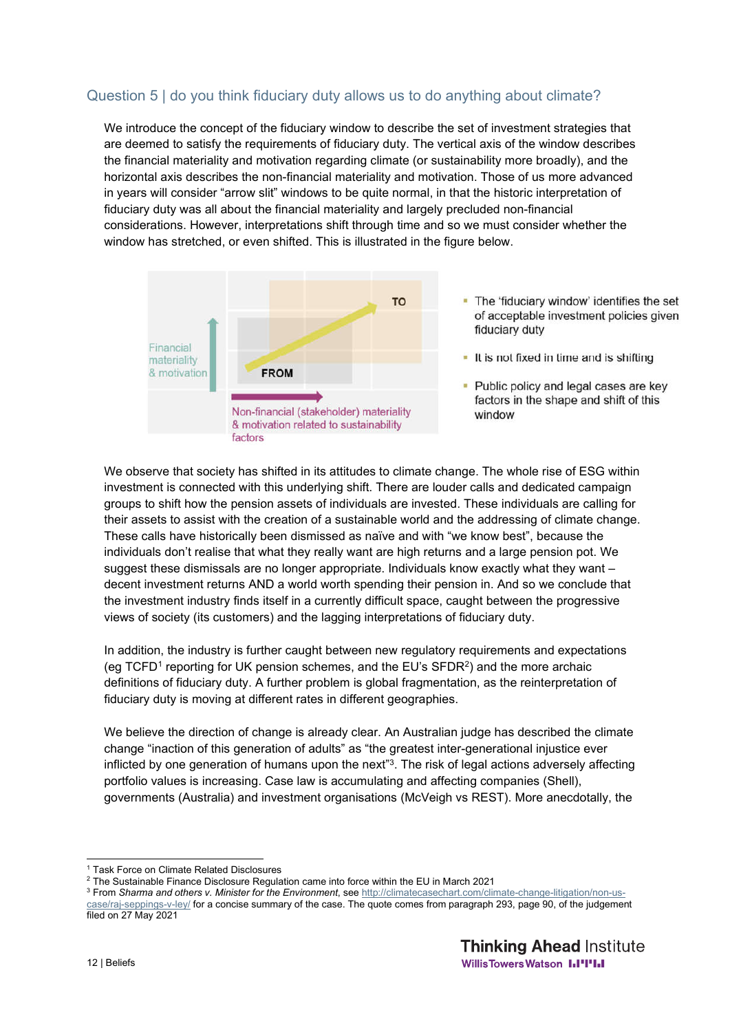## Question 5 | do you think fiduciary duty allows us to do anything about climate?

We introduce the concept of the fiduciary window to describe the set of investment strategies that are deemed to satisfy the requirements of fiduciary duty. The vertical axis of the window describes the financial materiality and motivation regarding climate (or sustainability more broadly), and the horizontal axis describes the non-financial materiality and motivation. Those of us more advanced in years will consider "arrow slit" windows to be quite normal, in that the historic interpretation of fiduciary duty was all about the financial materiality and largely precluded non-financial considerations. However, interpretations shift through time and so we must consider whether the window has stretched, or even shifted. This is illustrated in the figure below.

Financial materiality & motivation

FROM

TO

Non-financial (stakeholder) materiality & motivation related to sustainability factors

- The 'fiduciary window' identifies the set of acceptable investment policies given fiduciary duty
- It is not fixed in time and is shifting
- Public policy and legal cases are key factors in the shape and shift of this window

We observe that society has shifted in its attitudes to climate change. The whole rise of ESG within investment is connected with this underlying shift. There are louder calls and dedicated campaign groups to shift how the pension assets of individuals are invested. These individuals are calling for their assets to assist with the creation of a sustainable world and the addressing of climate change. These calls have historically been dismissed as naïve and with "we know best", because the individuals don't realise that what they really want are high returns and a large pension pot. We suggest these dismissals are no longer appropriate. Individuals know exactly what they want – decent investment returns AND a world worth spending their pension in. And so we conclude that the investment industry finds itself in a currently difficult space, caught between the progressive views of society (its customers) and the lagging interpretations of fiduciary duty.

In addition, the industry is further caught between new regulatory requirements and expectations (eg TCFD[1] reporting for UK pension schemes, and the EU's SFDR[2]) and the more archaic definitions of fiduciary duty. A further problem is global fragmentation, as the reinterpretation of fiduciary duty is moving at different rates in different geographies.

We believe the direction of change is already clear. An Australian judge has described the climate change "inaction of this generation of adults" as "the greatest inter-generational injustice ever inflicted by one generation of humans upon the next"[3]. The risk of legal actions adversely affecting portfolio values is increasing. Case law is accumulating and affecting companies (Shell), governments (Australia) and investment organisations (McVeigh vs REST). More anecdotally, the

[1] Task Force on Climate Related Disclosures

[2] The Sustainable Finance Disclosure Regulation came into force within the EU in March 2021

[3] From *Sharma and others v. Minister for the Environment*, see http://climatecasechart.com/climate-change-litigation/non-us-case/raj-seppings-v-ley/ for a concise summary of the case. The quote comes from paragraph 293, page 90, of the judgement filed on 27 May 2021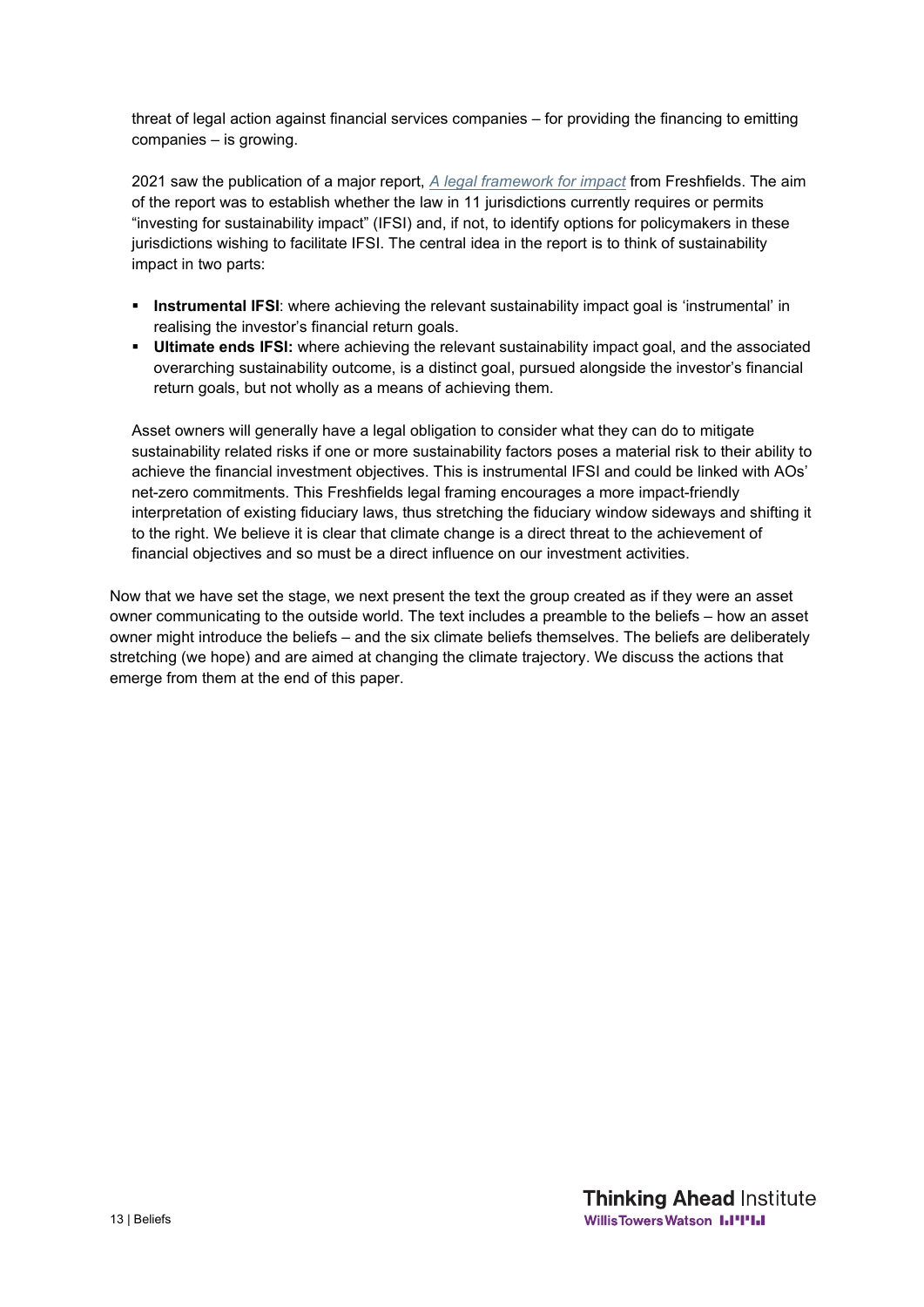threat of legal action against financial services companies – for providing the financing to emitting companies – is growing.

2021 saw the publication of a major report, *A legal framework for impact* from Freshfields. The aim of the report was to establish whether the law in 11 jurisdictions currently requires or permits "investing for sustainability impact" (IFSI) and, if not, to identify options for policymakers in these jurisdictions wishing to facilitate IFSI. The central idea in the report is to think of sustainability impact in two parts:

- **Instrumental IFSI**: where achieving the relevant sustainability impact goal is 'instrumental' in realising the investor's financial return goals.
- **Ultimate ends IFSI:** where achieving the relevant sustainability impact goal, and the associated overarching sustainability outcome, is a distinct goal, pursued alongside the investor's financial return goals, but not wholly as a means of achieving them.

Asset owners will generally have a legal obligation to consider what they can do to mitigate sustainability related risks if one or more sustainability factors poses a material risk to their ability to achieve the financial investment objectives. This is instrumental IFSI and could be linked with AOs' net-zero commitments. This Freshfields legal framing encourages a more impact-friendly interpretation of existing fiduciary laws, thus stretching the fiduciary window sideways and shifting it to the right. We believe it is clear that climate change is a direct threat to the achievement of financial objectives and so must be a direct influence on our investment activities.

Now that we have set the stage, we next present the text the group created as if they were an asset owner communicating to the outside world. The text includes a preamble to the beliefs – how an asset owner might introduce the beliefs – and the six climate beliefs themselves. The beliefs are deliberately stretching (we hope) and are aimed at changing the climate trajectory. We discuss the actions that emerge from them at the end of this paper.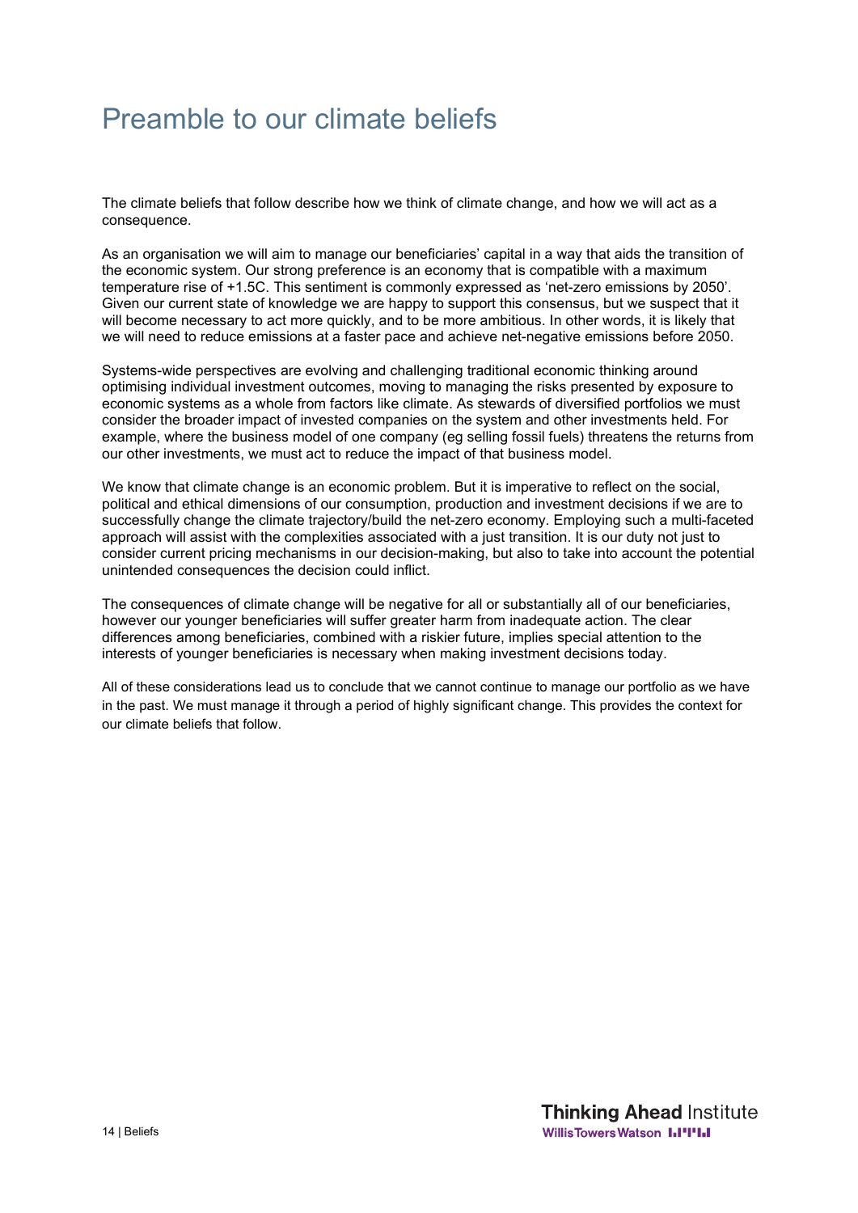# Preamble to our climate beliefs

The climate beliefs that follow describe how we think of climate change, and how we will act as a consequence.

As an organisation we will aim to manage our beneficiaries' capital in a way that aids the transition of the economic system. Our strong preference is an economy that is compatible with a maximum temperature rise of +1.5C. This sentiment is commonly expressed as 'net-zero emissions by 2050'. Given our current state of knowledge we are happy to support this consensus, but we suspect that it will become necessary to act more quickly, and to be more ambitious. In other words, it is likely that we will need to reduce emissions at a faster pace and achieve net-negative emissions before 2050.

Systems-wide perspectives are evolving and challenging traditional economic thinking around optimising individual investment outcomes, moving to managing the risks presented by exposure to economic systems as a whole from factors like climate. As stewards of diversified portfolios we must consider the broader impact of invested companies on the system and other investments held. For example, where the business model of one company (eg selling fossil fuels) threatens the returns from our other investments, we must act to reduce the impact of that business model.

We know that climate change is an economic problem. But it is imperative to reflect on the social, political and ethical dimensions of our consumption, production and investment decisions if we are to successfully change the climate trajectory/build the net-zero economy. Employing such a multi-faceted approach will assist with the complexities associated with a just transition. It is our duty not just to consider current pricing mechanisms in our decision-making, but also to take into account the potential unintended consequences the decision could inflict.

The consequences of climate change will be negative for all or substantially all of our beneficiaries, however our younger beneficiaries will suffer greater harm from inadequate action. The clear differences among beneficiaries, combined with a riskier future, implies special attention to the interests of younger beneficiaries is necessary when making investment decisions today.

All of these considerations lead us to conclude that we cannot continue to manage our portfolio as we have in the past. We must manage it through a period of highly significant change. This provides the context for our climate beliefs that follow.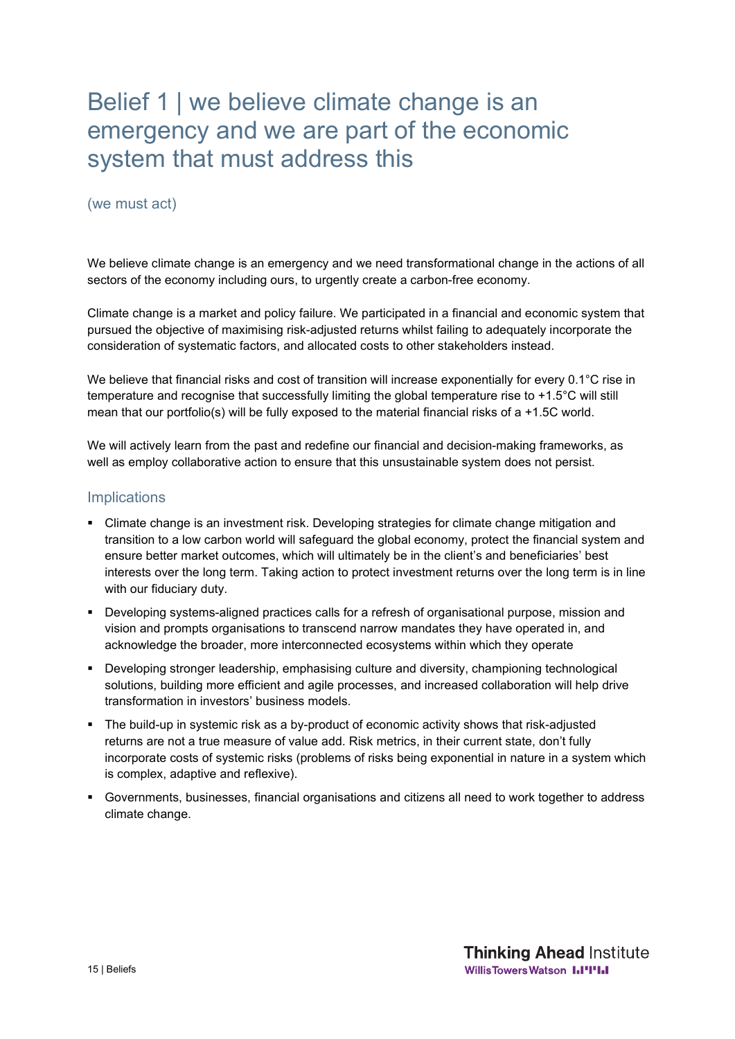# Belief 1 | we believe climate change is an emergency and we are part of the economic system that must address this

(we must act)

We believe climate change is an emergency and we need transformational change in the actions of all sectors of the economy including ours, to urgently create a carbon-free economy.

Climate change is a market and policy failure. We participated in a financial and economic system that pursued the objective of maximising risk-adjusted returns whilst failing to adequately incorporate the consideration of systematic factors, and allocated costs to other stakeholders instead.

We believe that financial risks and cost of transition will increase exponentially for every 0.1°C rise in temperature and recognise that successfully limiting the global temperature rise to +1.5°C will still mean that our portfolio(s) will be fully exposed to the material financial risks of a +1.5C world.

We will actively learn from the past and redefine our financial and decision-making frameworks, as well as employ collaborative action to ensure that this unsustainable system does not persist.

## Implications

- Climate change is an investment risk. Developing strategies for climate change mitigation and transition to a low carbon world will safeguard the global economy, protect the financial system and ensure better market outcomes, which will ultimately be in the client's and beneficiaries' best interests over the long term. Taking action to protect investment returns over the long term is in line with our fiduciary duty.
- Developing systems-aligned practices calls for a refresh of organisational purpose, mission and vision and prompts organisations to transcend narrow mandates they have operated in, and acknowledge the broader, more interconnected ecosystems within which they operate
- Developing stronger leadership, emphasising culture and diversity, championing technological solutions, building more efficient and agile processes, and increased collaboration will help drive transformation in investors' business models.
- The build-up in systemic risk as a by-product of economic activity shows that risk-adjusted returns are not a true measure of value add. Risk metrics, in their current state, don't fully incorporate costs of systemic risks (problems of risks being exponential in nature in a system which is complex, adaptive and reflexive).
- Governments, businesses, financial organisations and citizens all need to work together to address climate change.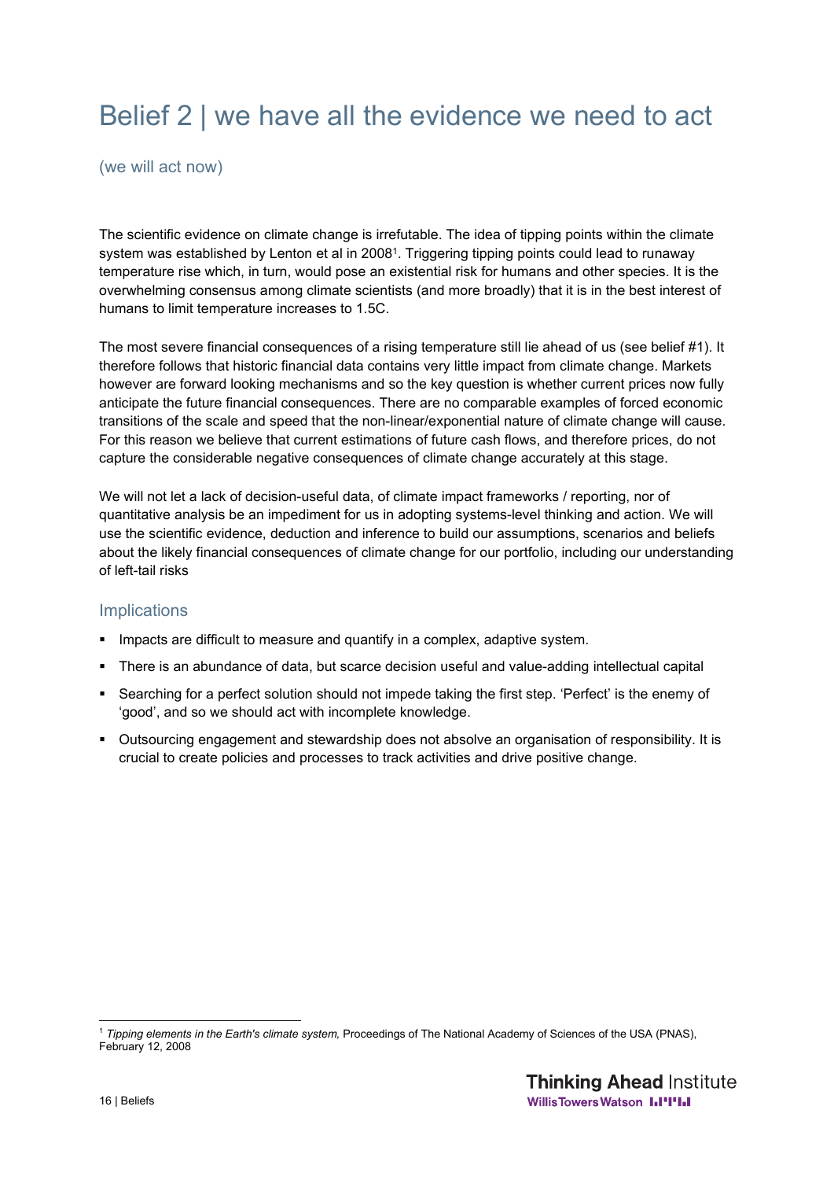# Belief 2 | we have all the evidence we need to act

(we will act now)

The scientific evidence on climate change is irrefutable. The idea of tipping points within the climate system was established by Lenton et al in 2008[1]. Triggering tipping points could lead to runaway temperature rise which, in turn, would pose an existential risk for humans and other species. It is the overwhelming consensus among climate scientists (and more broadly) that it is in the best interest of humans to limit temperature increases to 1.5C.

The most severe financial consequences of a rising temperature still lie ahead of us (see belief #1). It therefore follows that historic financial data contains very little impact from climate change. Markets however are forward looking mechanisms and so the key question is whether current prices now fully anticipate the future financial consequences. There are no comparable examples of forced economic transitions of the scale and speed that the non-linear/exponential nature of climate change will cause. For this reason we believe that current estimations of future cash flows, and therefore prices, do not capture the considerable negative consequences of climate change accurately at this stage.

We will not let a lack of decision-useful data, of climate impact frameworks / reporting, nor of quantitative analysis be an impediment for us in adopting systems-level thinking and action. We will use the scientific evidence, deduction and inference to build our assumptions, scenarios and beliefs about the likely financial consequences of climate change for our portfolio, including our understanding of left-tail risks

## Implications

- Impacts are difficult to measure and quantify in a complex, adaptive system.
- There is an abundance of data, but scarce decision useful and value-adding intellectual capital
- Searching for a perfect solution should not impede taking the first step. 'Perfect' is the enemy of 'good', and so we should act with incomplete knowledge.
- Outsourcing engagement and stewardship does not absolve an organisation of responsibility. It is crucial to create policies and processes to track activities and drive positive change.

---

[1] *Tipping elements in the Earth's climate system,* Proceedings of The National Academy of Sciences of the USA (PNAS), February 12, 2008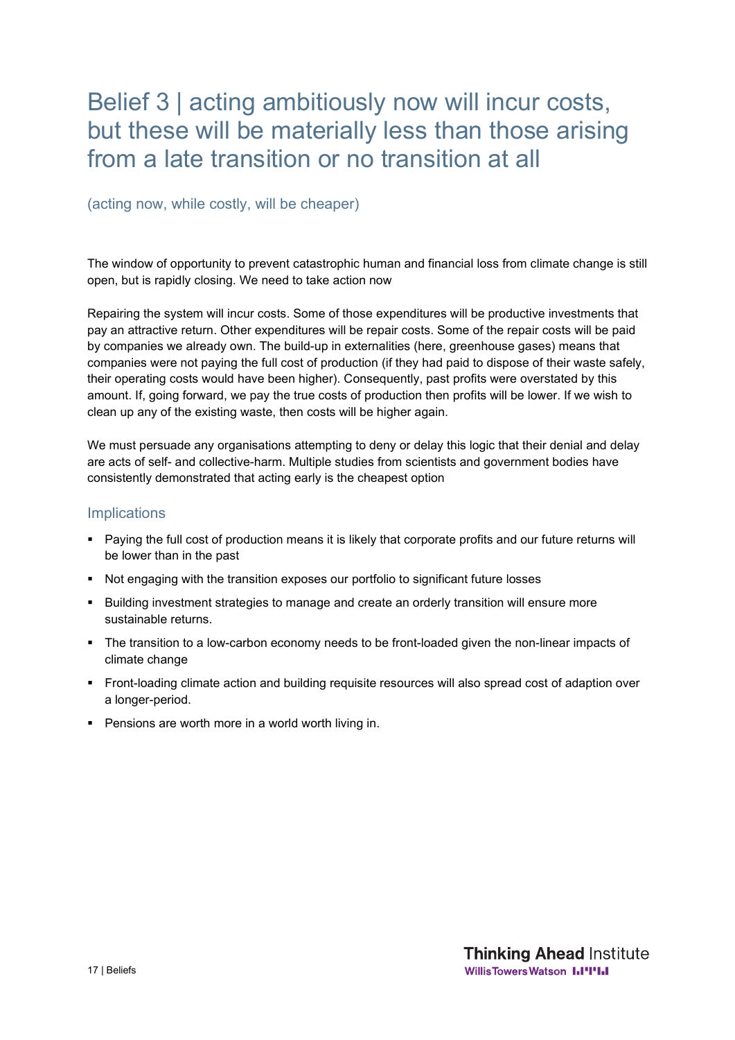# Belief 3 | acting ambitiously now will incur costs, but these will be materially less than those arising from a late transition or no transition at all

(acting now, while costly, will be cheaper)

The window of opportunity to prevent catastrophic human and financial loss from climate change is still open, but is rapidly closing. We need to take action now

Repairing the system will incur costs. Some of those expenditures will be productive investments that pay an attractive return. Other expenditures will be repair costs. Some of the repair costs will be paid by companies we already own. The build-up in externalities (here, greenhouse gases) means that companies were not paying the full cost of production (if they had paid to dispose of their waste safely, their operating costs would have been higher). Consequently, past profits were overstated by this amount. If, going forward, we pay the true costs of production then profits will be lower. If we wish to clean up any of the existing waste, then costs will be higher again.

We must persuade any organisations attempting to deny or delay this logic that their denial and delay are acts of self- and collective-harm. Multiple studies from scientists and government bodies have consistently demonstrated that acting early is the cheapest option

## Implications

- Paying the full cost of production means it is likely that corporate profits and our future returns will be lower than in the past
- Not engaging with the transition exposes our portfolio to significant future losses
- Building investment strategies to manage and create an orderly transition will ensure more sustainable returns.
- The transition to a low-carbon economy needs to be front-loaded given the non-linear impacts of climate change
- Front-loading climate action and building requisite resources will also spread cost of adaption over a longer-period.
- Pensions are worth more in a world worth living in.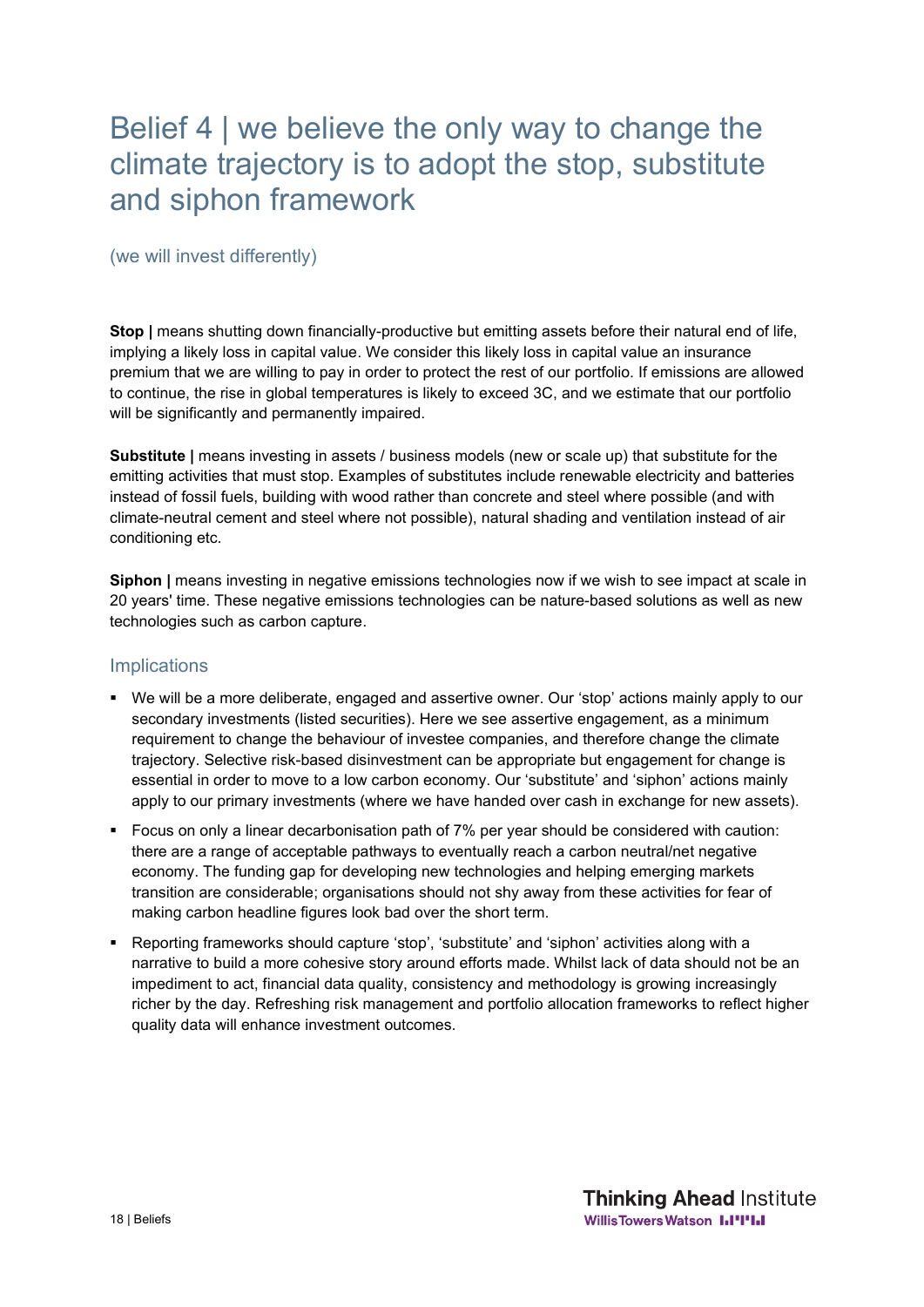# Belief 4 | we believe the only way to change the climate trajectory is to adopt the stop, substitute and siphon framework

(we will invest differently)

**Stop |** means shutting down financially-productive but emitting assets before their natural end of life, implying a likely loss in capital value. We consider this likely loss in capital value an insurance premium that we are willing to pay in order to protect the rest of our portfolio. If emissions are allowed to continue, the rise in global temperatures is likely to exceed 3C, and we estimate that our portfolio will be significantly and permanently impaired.

**Substitute |** means investing in assets / business models (new or scale up) that substitute for the emitting activities that must stop. Examples of substitutes include renewable electricity and batteries instead of fossil fuels, building with wood rather than concrete and steel where possible (and with climate-neutral cement and steel where not possible), natural shading and ventilation instead of air conditioning etc.

**Siphon |** means investing in negative emissions technologies now if we wish to see impact at scale in 20 years' time. These negative emissions technologies can be nature-based solutions as well as new technologies such as carbon capture.

## Implications

- We will be a more deliberate, engaged and assertive owner. Our 'stop' actions mainly apply to our secondary investments (listed securities). Here we see assertive engagement, as a minimum requirement to change the behaviour of investee companies, and therefore change the climate trajectory. Selective risk-based disinvestment can be appropriate but engagement for change is essential in order to move to a low carbon economy. Our 'substitute' and 'siphon' actions mainly apply to our primary investments (where we have handed over cash in exchange for new assets).
- Focus on only a linear decarbonisation path of 7% per year should be considered with caution: there are a range of acceptable pathways to eventually reach a carbon neutral/net negative economy. The funding gap for developing new technologies and helping emerging markets transition are considerable; organisations should not shy away from these activities for fear of making carbon headline figures look bad over the short term.
- Reporting frameworks should capture 'stop', 'substitute' and 'siphon' activities along with a narrative to build a more cohesive story around efforts made. Whilst lack of data should not be an impediment to act, financial data quality, consistency and methodology is growing increasingly richer by the day. Refreshing risk management and portfolio allocation frameworks to reflect higher quality data will enhance investment outcomes.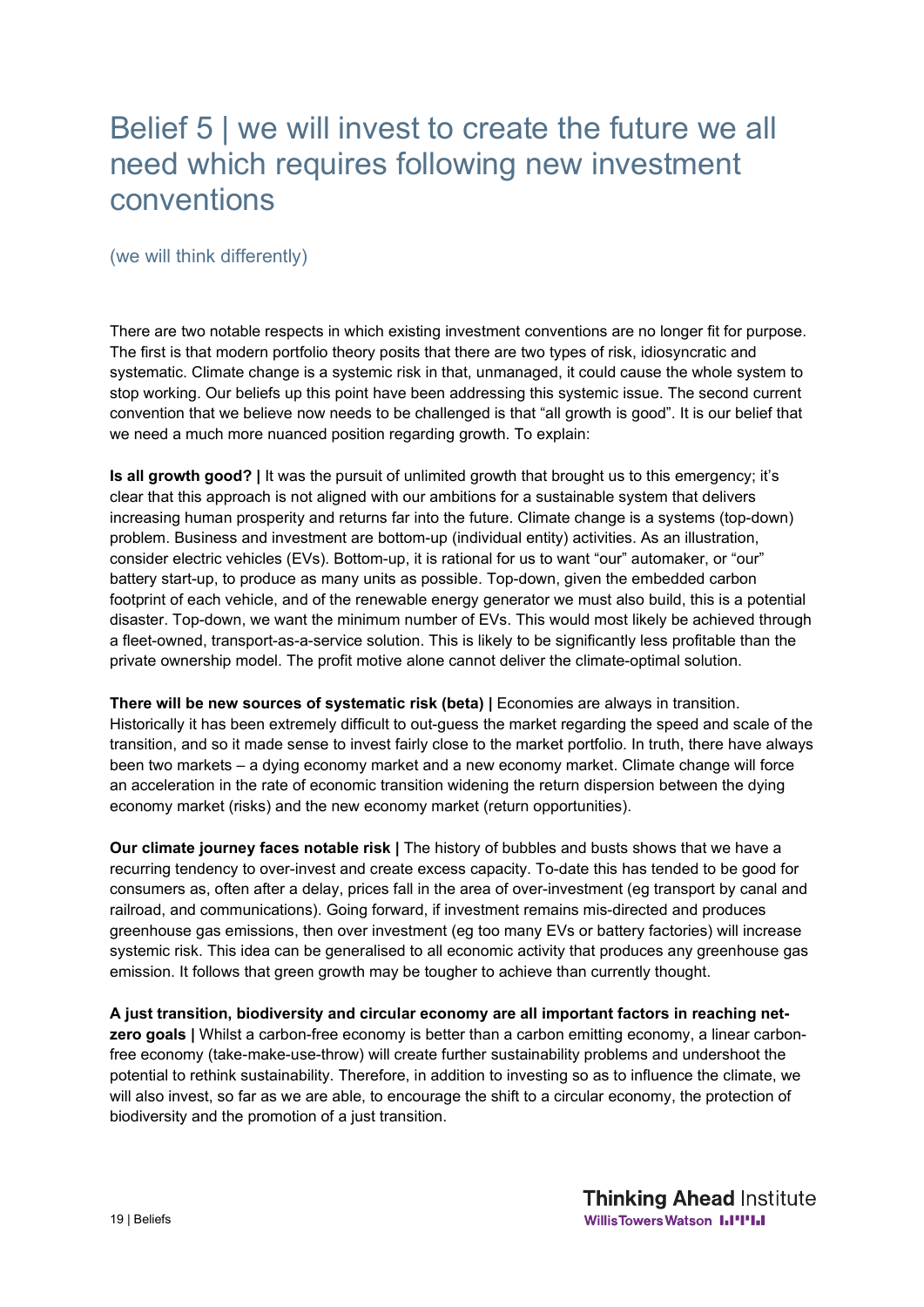# Belief 5 | we will invest to create the future we all need which requires following new investment conventions

(we will think differently)

There are two notable respects in which existing investment conventions are no longer fit for purpose. The first is that modern portfolio theory posits that there are two types of risk, idiosyncratic and systematic. Climate change is a systemic risk in that, unmanaged, it could cause the whole system to stop working. Our beliefs up this point have been addressing this systemic issue. The second current convention that we believe now needs to be challenged is that “all growth is good”. It is our belief that we need a much more nuanced position regarding growth. To explain:

**Is all growth good? |** It was the pursuit of unlimited growth that brought us to this emergency; it’s clear that this approach is not aligned with our ambitions for a sustainable system that delivers increasing human prosperity and returns far into the future. Climate change is a systems (top-down) problem. Business and investment are bottom-up (individual entity) activities. As an illustration, consider electric vehicles (EVs). Bottom-up, it is rational for us to want “our” automaker, or “our” battery start-up, to produce as many units as possible. Top-down, given the embedded carbon footprint of each vehicle, and of the renewable energy generator we must also build, this is a potential disaster. Top-down, we want the minimum number of EVs. This would most likely be achieved through a fleet-owned, transport-as-a-service solution. This is likely to be significantly less profitable than the private ownership model. The profit motive alone cannot deliver the climate-optimal solution.

**There will be new sources of systematic risk (beta) |** Economies are always in transition. Historically it has been extremely difficult to out-guess the market regarding the speed and scale of the transition, and so it made sense to invest fairly close to the market portfolio. In truth, there have always been two markets – a dying economy market and a new economy market. Climate change will force an acceleration in the rate of economic transition widening the return dispersion between the dying economy market (risks) and the new economy market (return opportunities).

**Our climate journey faces notable risk |** The history of bubbles and busts shows that we have a recurring tendency to over-invest and create excess capacity. To-date this has tended to be good for consumers as, often after a delay, prices fall in the area of over-investment (eg transport by canal and railroad, and communications). Going forward, if investment remains mis-directed and produces greenhouse gas emissions, then over investment (eg too many EVs or battery factories) will increase systemic risk. This idea can be generalised to all economic activity that produces any greenhouse gas emission. It follows that green growth may be tougher to achieve than currently thought.

**A just transition, biodiversity and circular economy are all important factors in reaching net-zero goals |** Whilst a carbon-free economy is better than a carbon emitting economy, a linear carbon-free economy (take-make-use-throw) will create further sustainability problems and undershoot the potential to rethink sustainability. Therefore, in addition to investing so as to influence the climate, we will also invest, so far as we are able, to encourage the shift to a circular economy, the protection of biodiversity and the promotion of a just transition.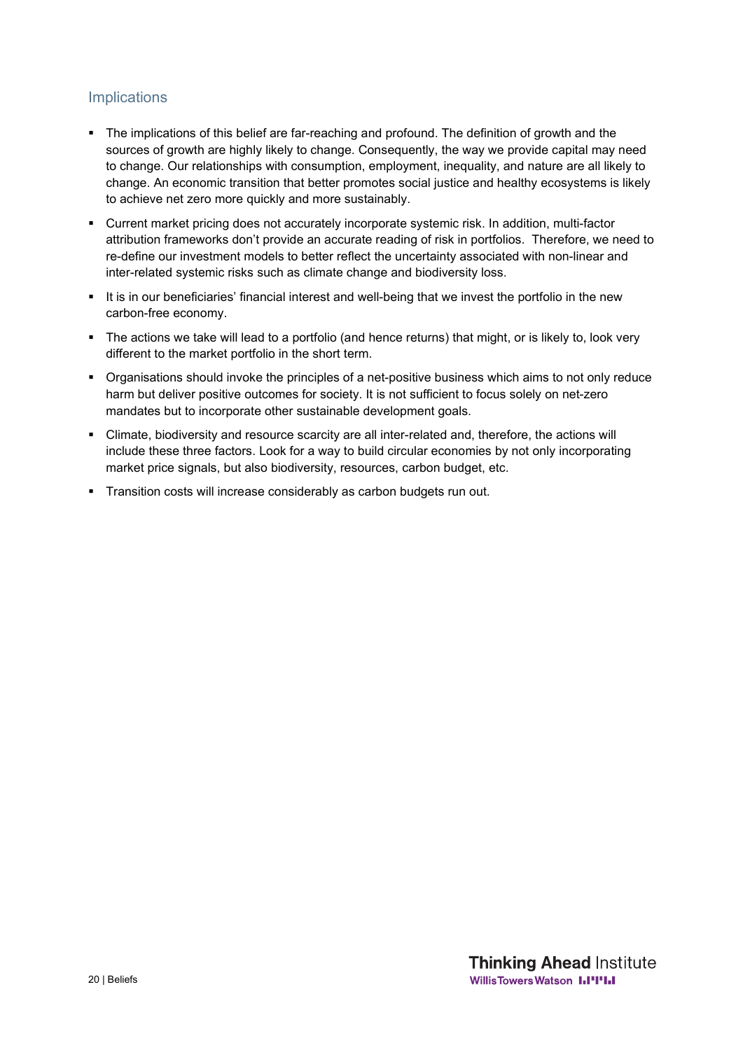## Implications

- The implications of this belief are far-reaching and profound. The definition of growth and the sources of growth are highly likely to change. Consequently, the way we provide capital may need to change. Our relationships with consumption, employment, inequality, and nature are all likely to change. An economic transition that better promotes social justice and healthy ecosystems is likely to achieve net zero more quickly and more sustainably.
- Current market pricing does not accurately incorporate systemic risk. In addition, multi-factor attribution frameworks don't provide an accurate reading of risk in portfolios. Therefore, we need to re-define our investment models to better reflect the uncertainty associated with non-linear and inter-related systemic risks such as climate change and biodiversity loss.
- It is in our beneficiaries' financial interest and well-being that we invest the portfolio in the new carbon-free economy.
- The actions we take will lead to a portfolio (and hence returns) that might, or is likely to, look very different to the market portfolio in the short term.
- Organisations should invoke the principles of a net-positive business which aims to not only reduce harm but deliver positive outcomes for society. It is not sufficient to focus solely on net-zero mandates but to incorporate other sustainable development goals.
- Climate, biodiversity and resource scarcity are all inter-related and, therefore, the actions will include these three factors. Look for a way to build circular economies by not only incorporating market price signals, but also biodiversity, resources, carbon budget, etc.
- Transition costs will increase considerably as carbon budgets run out.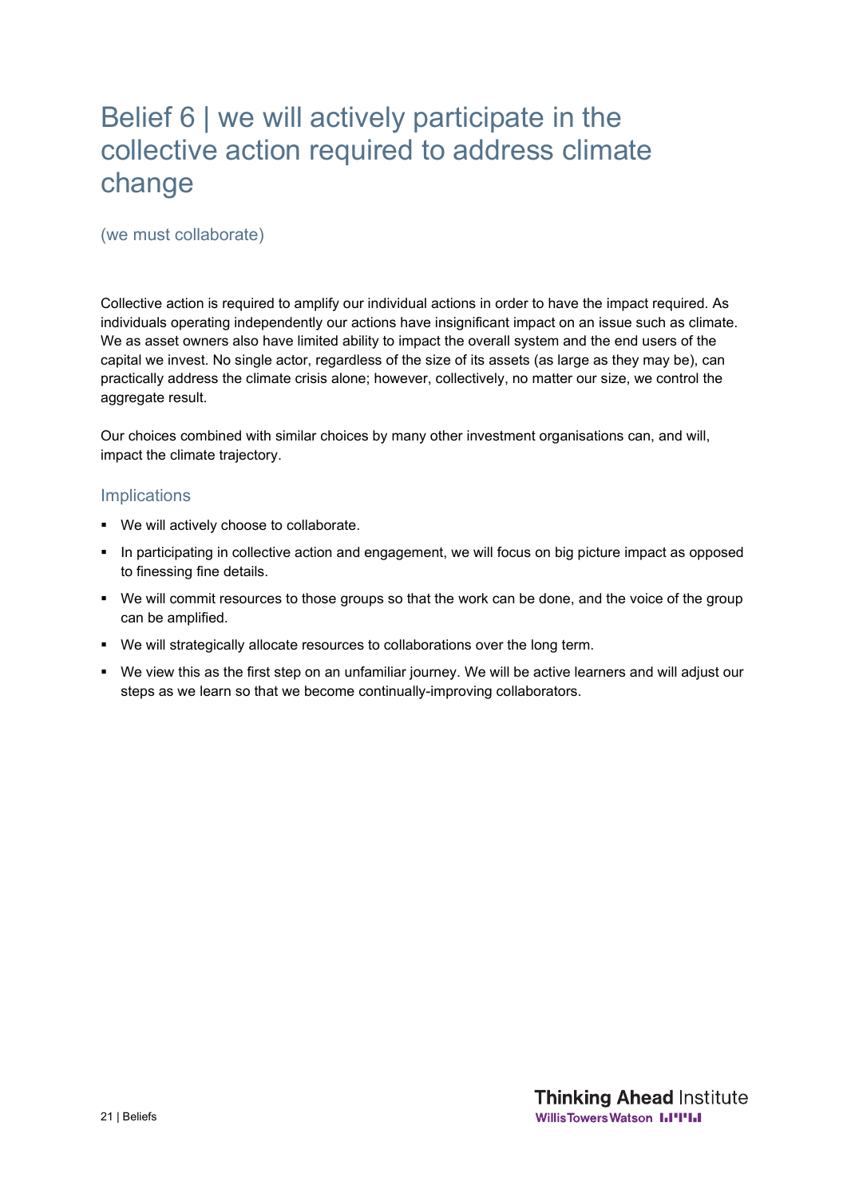# Belief 6 | we will actively participate in the collective action required to address climate change

(we must collaborate)

Collective action is required to amplify our individual actions in order to have the impact required. As individuals operating independently our actions have insignificant impact on an issue such as climate. We as asset owners also have limited ability to impact the overall system and the end users of the capital we invest. No single actor, regardless of the size of its assets (as large as they may be), can practically address the climate crisis alone; however, collectively, no matter our size, we control the aggregate result.

Our choices combined with similar choices by many other investment organisations can, and will, impact the climate trajectory.

## Implications

- We will actively choose to collaborate.
- In participating in collective action and engagement, we will focus on big picture impact as opposed to finessing fine details.
- We will commit resources to those groups so that the work can be done, and the voice of the group can be amplified.
- We will strategically allocate resources to collaborations over the long term.
- We view this as the first step on an unfamiliar journey. We will be active learners and will adjust our steps as we learn so that we become continually-improving collaborators.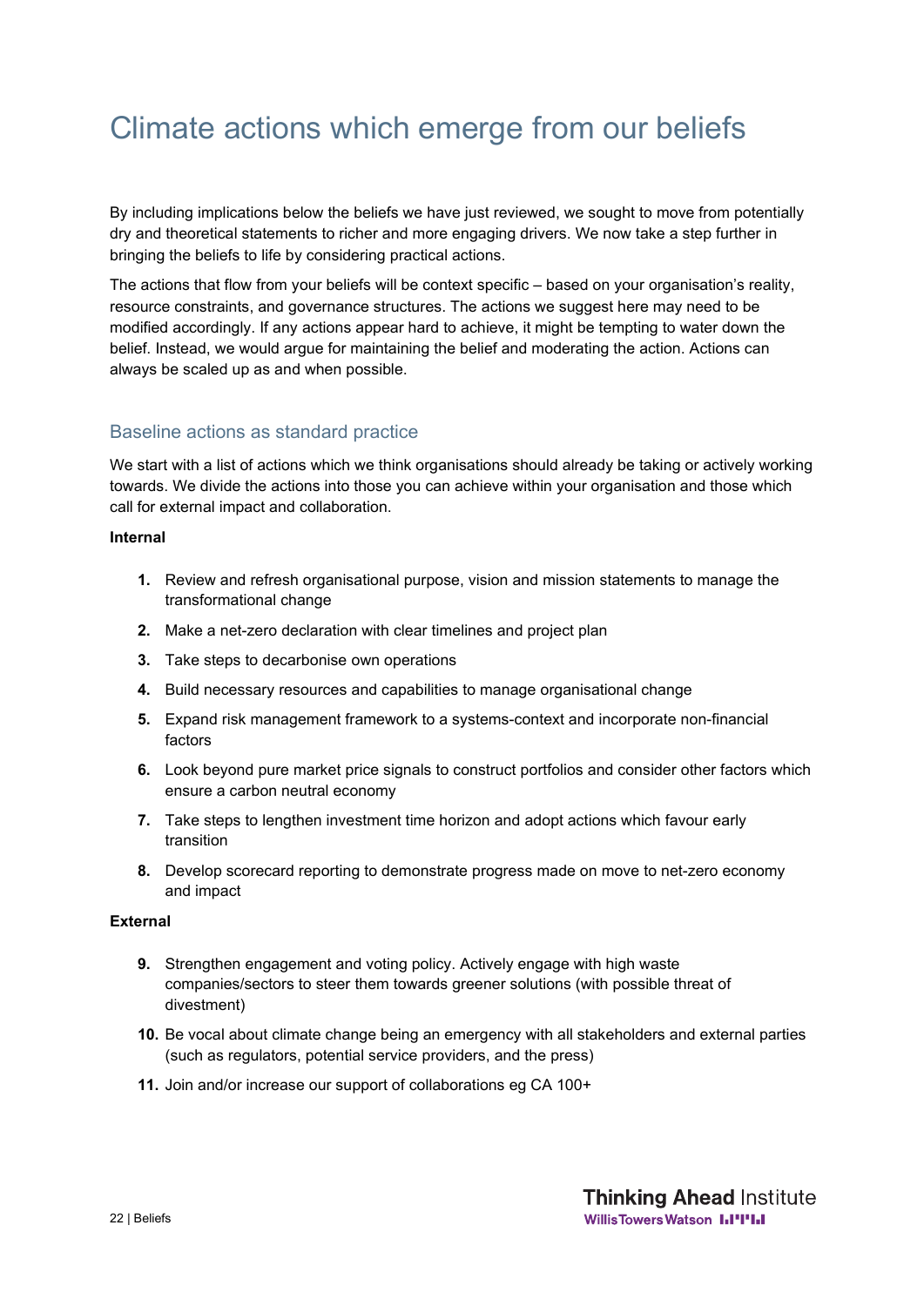# Climate actions which emerge from our beliefs

By including implications below the beliefs we have just reviewed, we sought to move from potentially dry and theoretical statements to richer and more engaging drivers. We now take a step further in bringing the beliefs to life by considering practical actions.

The actions that flow from your beliefs will be context specific – based on your organisation's reality, resource constraints, and governance structures. The actions we suggest here may need to be modified accordingly. If any actions appear hard to achieve, it might be tempting to water down the belief. Instead, we would argue for maintaining the belief and moderating the action. Actions can always be scaled up as and when possible.

## Baseline actions as standard practice

We start with a list of actions which we think organisations should already be taking or actively working towards. We divide the actions into those you can achieve within your organisation and those which call for external impact and collaboration.

**Internal**

1. Review and refresh organisational purpose, vision and mission statements to manage the transformational change
2. Make a net-zero declaration with clear timelines and project plan
3. Take steps to decarbonise own operations
4. Build necessary resources and capabilities to manage organisational change
5. Expand risk management framework to a systems-context and incorporate non-financial factors
6. Look beyond pure market price signals to construct portfolios and consider other factors which ensure a carbon neutral economy
7. Take steps to lengthen investment time horizon and adopt actions which favour early transition
8. Develop scorecard reporting to demonstrate progress made on move to net-zero economy and impact

**External**

9. Strengthen engagement and voting policy. Actively engage with high waste companies/sectors to steer them towards greener solutions (with possible threat of divestment)
10. Be vocal about climate change being an emergency with all stakeholders and external parties (such as regulators, potential service providers, and the press)
11. Join and/or increase our support of collaborations eg CA 100+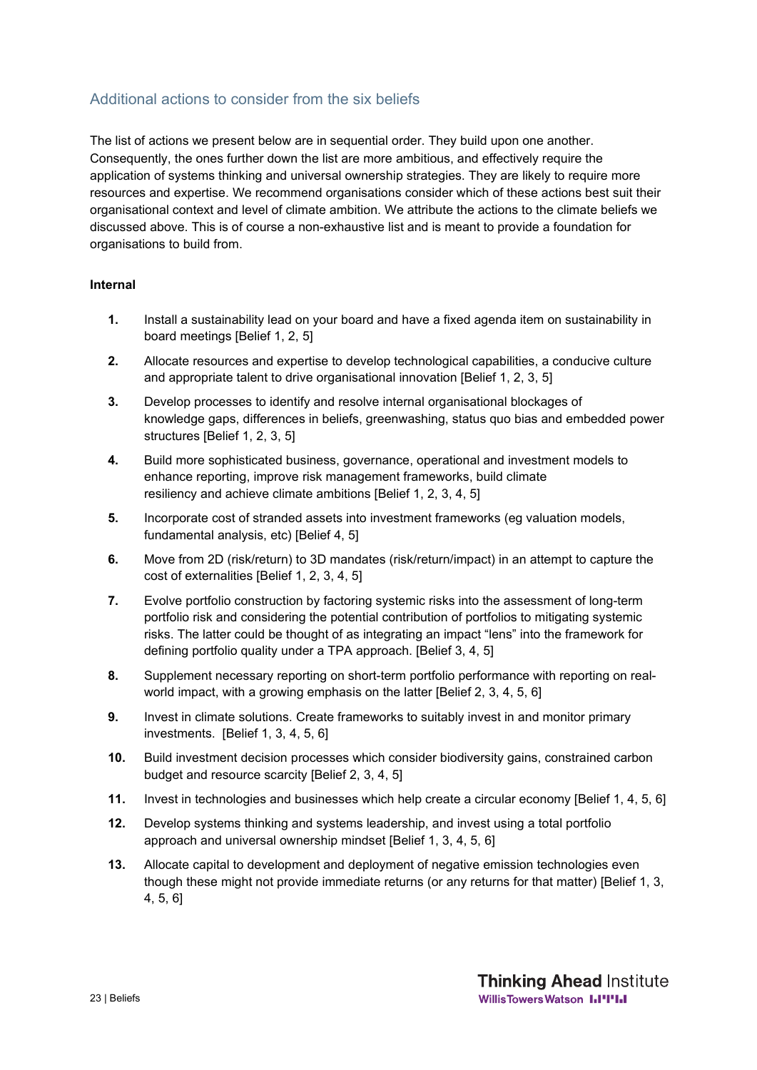## Additional actions to consider from the six beliefs

The list of actions we present below are in sequential order. They build upon one another. Consequently, the ones further down the list are more ambitious, and effectively require the application of systems thinking and universal ownership strategies. They are likely to require more resources and expertise. We recommend organisations consider which of these actions best suit their organisational context and level of climate ambition. We attribute the actions to the climate beliefs we discussed above. This is of course a non-exhaustive list and is meant to provide a foundation for organisations to build from.

**Internal**

1. Install a sustainability lead on your board and have a fixed agenda item on sustainability in board meetings [Belief 1, 2, 5]
2. Allocate resources and expertise to develop technological capabilities, a conducive culture and appropriate talent to drive organisational innovation [Belief 1, 2, 3, 5]
3. Develop processes to identify and resolve internal organisational blockages of knowledge gaps, differences in beliefs, greenwashing, status quo bias and embedded power structures [Belief 1, 2, 3, 5]
4. Build more sophisticated business, governance, operational and investment models to enhance reporting, improve risk management frameworks, build climate resiliency and achieve climate ambitions [Belief 1, 2, 3, 4, 5]
5. Incorporate cost of stranded assets into investment frameworks (eg valuation models, fundamental analysis, etc) [Belief 4, 5]
6. Move from 2D (risk/return) to 3D mandates (risk/return/impact) in an attempt to capture the cost of externalities [Belief 1, 2, 3, 4, 5]
7. Evolve portfolio construction by factoring systemic risks into the assessment of long-term portfolio risk and considering the potential contribution of portfolios to mitigating systemic risks. The latter could be thought of as integrating an impact "lens" into the framework for defining portfolio quality under a TPA approach. [Belief 3, 4, 5]
8. Supplement necessary reporting on short-term portfolio performance with reporting on real-world impact, with a growing emphasis on the latter [Belief 2, 3, 4, 5, 6]
9. Invest in climate solutions. Create frameworks to suitably invest in and monitor primary investments. [Belief 1, 3, 4, 5, 6]
10. Build investment decision processes which consider biodiversity gains, constrained carbon budget and resource scarcity [Belief 2, 3, 4, 5]
11. Invest in technologies and businesses which help create a circular economy [Belief 1, 4, 5, 6]
12. Develop systems thinking and systems leadership, and invest using a total portfolio approach and universal ownership mindset [Belief 1, 3, 4, 5, 6]
13. Allocate capital to development and deployment of negative emission technologies even though these might not provide immediate returns (or any returns for that matter) [Belief 1, 3, 4, 5, 6]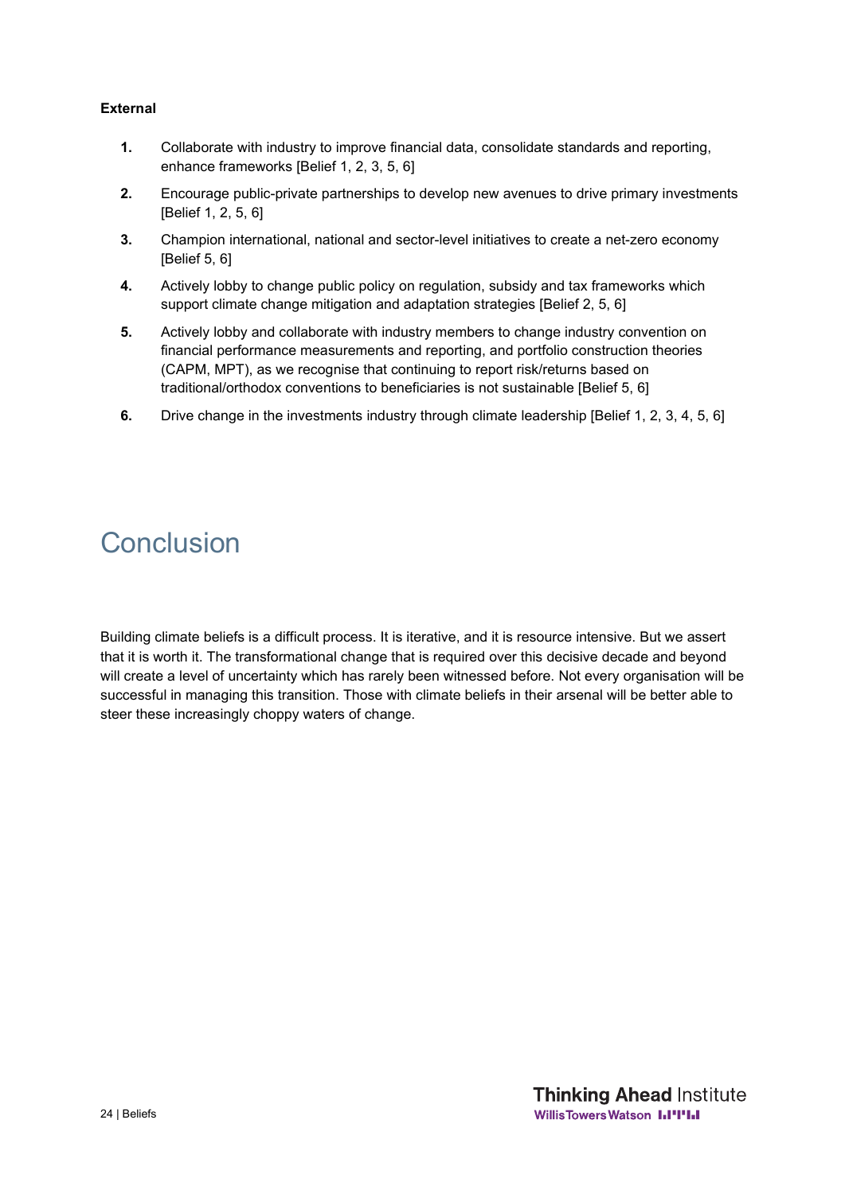**External**

1. Collaborate with industry to improve financial data, consolidate standards and reporting, enhance frameworks [Belief 1, 2, 3, 5, 6]
2. Encourage public-private partnerships to develop new avenues to drive primary investments [Belief 1, 2, 5, 6]
3. Champion international, national and sector-level initiatives to create a net-zero economy [Belief 5, 6]
4. Actively lobby to change public policy on regulation, subsidy and tax frameworks which support climate change mitigation and adaptation strategies [Belief 2, 5, 6]
5. Actively lobby and collaborate with industry members to change industry convention on financial performance measurements and reporting, and portfolio construction theories (CAPM, MPT), as we recognise that continuing to report risk/returns based on traditional/orthodox conventions to beneficiaries is not sustainable [Belief 5, 6]
6. Drive change in the investments industry through climate leadership [Belief 1, 2, 3, 4, 5, 6]

# Conclusion

Building climate beliefs is a difficult process. It is iterative, and it is resource intensive. But we assert that it is worth it. The transformational change that is required over this decisive decade and beyond will create a level of uncertainty which has rarely been witnessed before. Not every organisation will be successful in managing this transition. Those with climate beliefs in their arsenal will be better able to steer these increasingly choppy waters of change.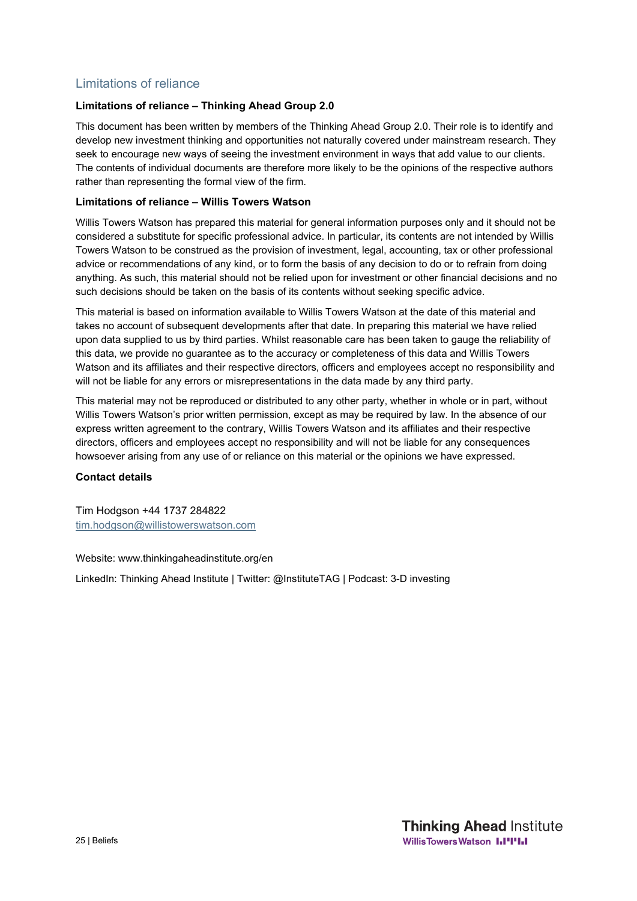## Limitations of reliance

**Limitations of reliance – Thinking Ahead Group 2.0**

This document has been written by members of the Thinking Ahead Group 2.0. Their role is to identify and develop new investment thinking and opportunities not naturally covered under mainstream research. They seek to encourage new ways of seeing the investment environment in ways that add value to our clients. The contents of individual documents are therefore more likely to be the opinions of the respective authors rather than representing the formal view of the firm.

**Limitations of reliance – Willis Towers Watson**

Willis Towers Watson has prepared this material for general information purposes only and it should not be considered a substitute for specific professional advice. In particular, its contents are not intended by Willis Towers Watson to be construed as the provision of investment, legal, accounting, tax or other professional advice or recommendations of any kind, or to form the basis of any decision to do or to refrain from doing anything. As such, this material should not be relied upon for investment or other financial decisions and no such decisions should be taken on the basis of its contents without seeking specific advice.

This material is based on information available to Willis Towers Watson at the date of this material and takes no account of subsequent developments after that date. In preparing this material we have relied upon data supplied to us by third parties. Whilst reasonable care has been taken to gauge the reliability of this data, we provide no guarantee as to the accuracy or completeness of this data and Willis Towers Watson and its affiliates and their respective directors, officers and employees accept no responsibility and will not be liable for any errors or misrepresentations in the data made by any third party.

This material may not be reproduced or distributed to any other party, whether in whole or in part, without Willis Towers Watson's prior written permission, except as may be required by law. In the absence of our express written agreement to the contrary, Willis Towers Watson and its affiliates and their respective directors, officers and employees accept no responsibility and will not be liable for any consequences howsoever arising from any use of or reliance on this material or the opinions we have expressed.

**Contact details**

Tim Hodgson +44 1737 284822
tim.hodgson@willistowerswatson.com

Website: www.thinkingaheadinstitute.org/en

LinkedIn: Thinking Ahead Institute | Twitter: @InstituteTAG | Podcast: 3-D investing